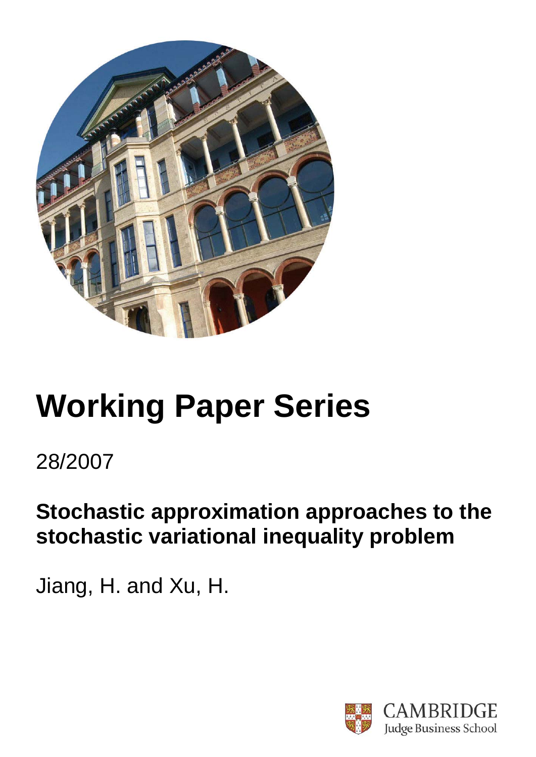# Working Paper Series

28/2007

## Stochastic approximation approaches to the stochastic variational inequality problem

Jiang, H. and Xu, H.

CAMBRIDGE
Judge Business School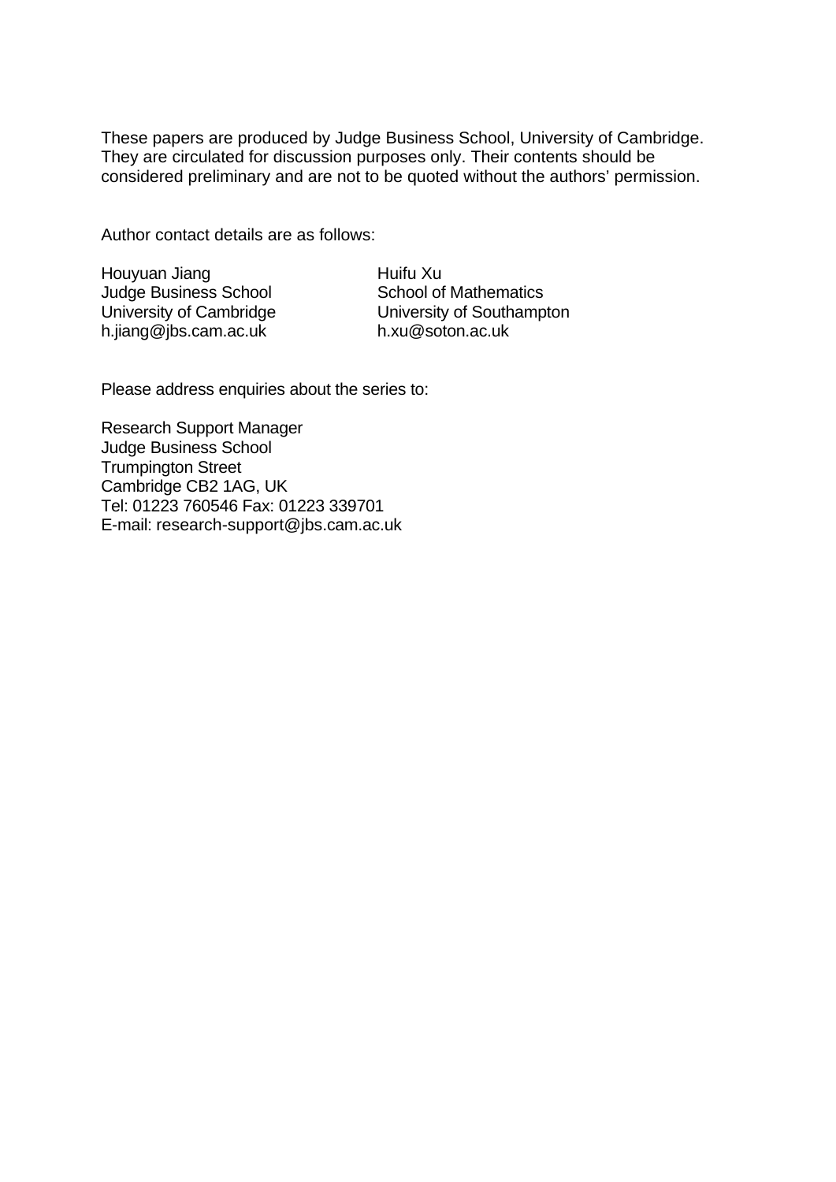These papers are produced by Judge Business School, University of Cambridge. They are circulated for discussion purposes only. Their contents should be considered preliminary and are not to be quoted without the authors' permission.

Author contact details are as follows:

Houyuan Jiang
Judge Business School
University of Cambridge
h.jiang@jbs.cam.ac.uk

Huifu Xu
School of Mathematics
University of Southampton
h.xu@soton.ac.uk

Please address enquiries about the series to:

Research Support Manager
Judge Business School
Trumpington Street
Cambridge CB2 1AG, UK
Tel: 01223 760546 Fax: 01223 339701
E-mail: research-support@jbs.cam.ac.uk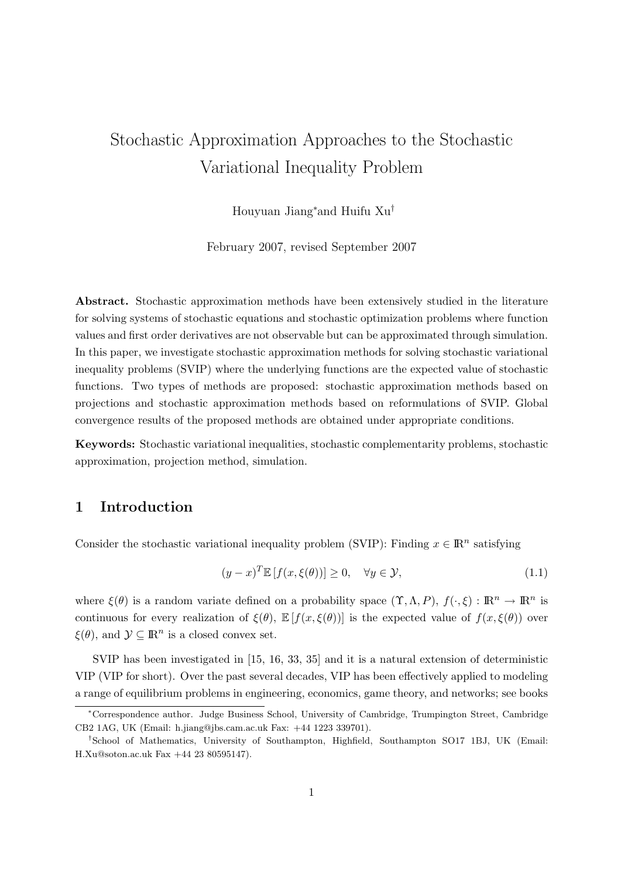// Stochastic Approximation Approaches to the Stochastic Variational Inequality Problem

Houyuan Jiang*and Huifu Xu†

February 2007, revised September 2007

**Abstract.** Stochastic approximation methods have been extensively studied in the literature for solving systems of stochastic equations and stochastic optimization problems where function values and first order derivatives are not observable but can be approximated through simulation. In this paper, we investigate stochastic approximation methods for solving stochastic variational inequality problems (SVIP) where the underlying functions are the expected value of stochastic functions. Two types of methods are proposed: stochastic approximation methods based on projections and stochastic approximation methods based on reformulations of SVIP. Global convergence results of the proposed methods are obtained under appropriate conditions.

**Keywords:** Stochastic variational inequalities, stochastic complementarity problems, stochastic approximation, projection method, simulation.

## 1 Introduction

Consider the stochastic variational inequality problem (SVIP): Finding $x \in \mathbb{R}^n$ satisfying

$$(y - x)^T \mathbb{E}\left[f(x, \xi(\theta))\right] \geq 0, \quad \forall y \in \mathcal{Y}, \tag{1.1}$$

where $\xi(\theta)$ is a random variate defined on a probability space $(\Upsilon, \Lambda, P)$, $f(\cdot, \xi) : \mathbb{R}^n \to \mathbb{R}^n$ is continuous for every realization of $\xi(\theta)$, $\mathbb{E}\left[f(x, \xi(\theta))\right]$ is the expected value of $f(x, \xi(\theta))$ over $\xi(\theta)$, and $\mathcal{Y} \subseteq \mathbb{R}^n$ is a closed convex set.

SVIP has been investigated in [15, 16, 33, 35] and it is a natural extension of deterministic VIP (VIP for short). Over the past several decades, VIP has been effectively applied to modeling a range of equilibrium problems in engineering, economics, game theory, and networks; see books

*Correspondence author. Judge Business School, University of Cambridge, Trumpington Street, Cambridge CB2 1AG, UK (Email: h.jiang@jbs.cam.ac.uk Fax: +44 1223 339701).

†School of Mathematics, University of Southampton, Highfield, Southampton SO17 1BJ, UK (Email: H.Xu@soton.ac.uk Fax +44 23 80595147).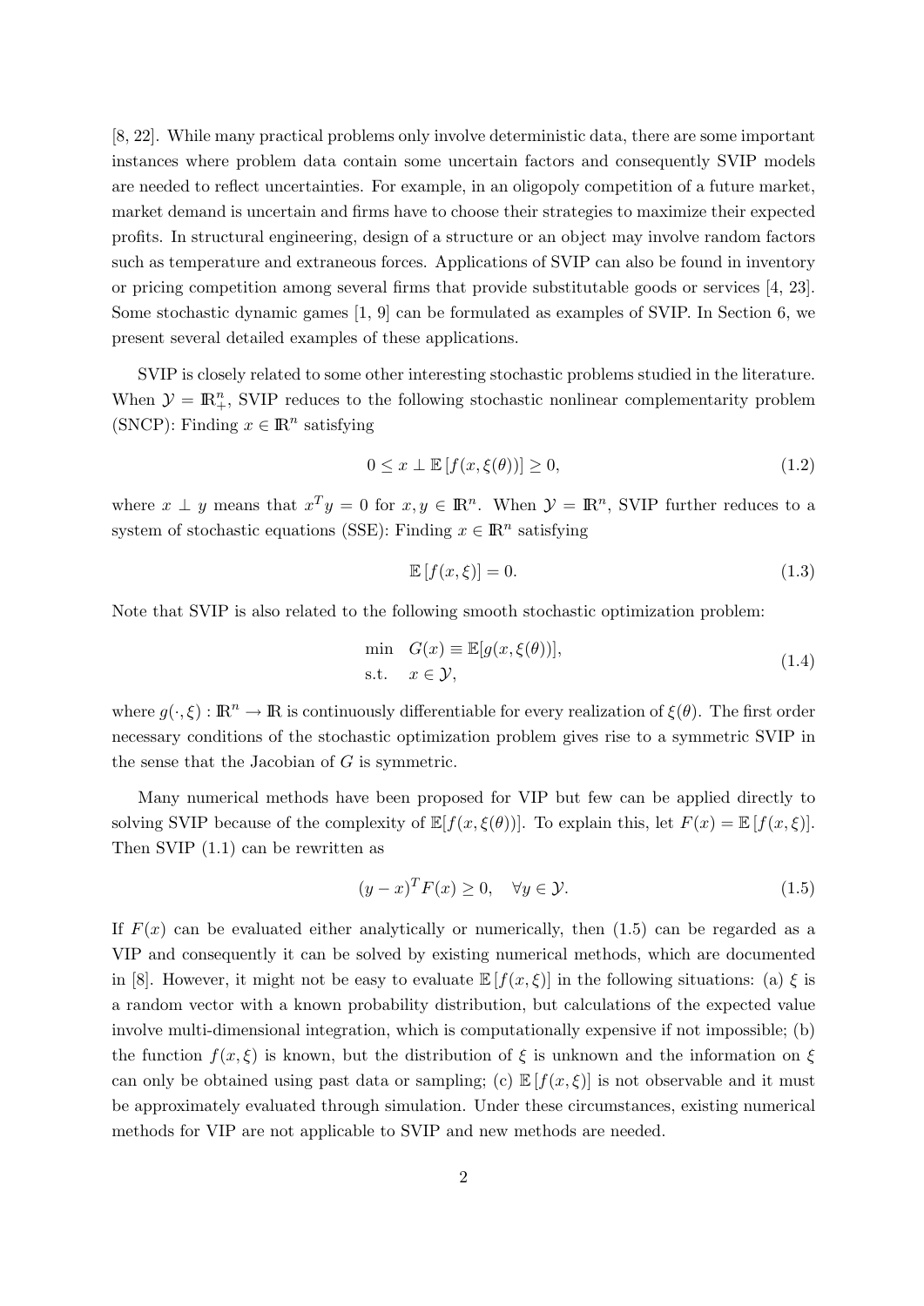[8, 22]. While many practical problems only involve deterministic data, there are some important instances where problem data contain some uncertain factors and consequently SVIP models are needed to reflect uncertainties. For example, in an oligopoly competition of a future market, market demand is uncertain and firms have to choose their strategies to maximize their expected profits. In structural engineering, design of a structure or an object may involve random factors such as temperature and extraneous forces. Applications of SVIP can also be found in inventory or pricing competition among several firms that provide substitutable goods or services [4, 23]. Some stochastic dynamic games [1, 9] can be formulated as examples of SVIP. In Section 6, we present several detailed examples of these applications.

SVIP is closely related to some other interesting stochastic problems studied in the literature. When $\mathcal{Y} = \mathbb{R}^n_+$, SVIP reduces to the following stochastic nonlinear complementarity problem (SNCP): Finding $x \in \mathbb{R}^n$ satisfying

$$0 \le x \perp \mathbb{E}\left[f(x, \xi(\theta))\right] \ge 0, \tag{1.2}$$

where $x \perp y$ means that $x^T y = 0$ for $x, y \in \mathbb{R}^n$. When $\mathcal{Y} = \mathbb{R}^n$, SVIP further reduces to a system of stochastic equations (SSE): Finding $x \in \mathbb{R}^n$ satisfying

$$\mathbb{E}\left[f(x, \xi)\right] = 0. \tag{1.3}$$

Note that SVIP is also related to the following smooth stochastic optimization problem:

$$\begin{aligned} \min \quad & G(x) \equiv \mathbb{E}[g(x, \xi(\theta))], \\ \text{s.t.} \quad & x \in \mathcal{Y}, \end{aligned} \tag{1.4}$$

where $g(\cdot, \xi) : \mathbb{R}^n \to \mathbb{R}$ is continuously differentiable for every realization of $\xi(\theta)$. The first order necessary conditions of the stochastic optimization problem gives rise to a symmetric SVIP in the sense that the Jacobian of $G$ is symmetric.

Many numerical methods have been proposed for VIP but few can be applied directly to solving SVIP because of the complexity of $\mathbb{E}[f(x, \xi(\theta))]$. To explain this, let $F(x) = \mathbb{E}\left[f(x, \xi)\right]$. Then SVIP (1.1) can be rewritten as

$$(y - x)^T F(x) \ge 0, \quad \forall y \in \mathcal{Y}. \tag{1.5}$$

If $F(x)$ can be evaluated either analytically or numerically, then (1.5) can be regarded as a VIP and consequently it can be solved by existing numerical methods, which are documented in [8]. However, it might not be easy to evaluate $\mathbb{E}\left[f(x, \xi)\right]$ in the following situations: (a) $\xi$ is a random vector with a known probability distribution, but calculations of the expected value involve multi-dimensional integration, which is computationally expensive if not impossible; (b) the function $f(x, \xi)$ is known, but the distribution of $\xi$ is unknown and the information on $\xi$ can only be obtained using past data or sampling; (c) $\mathbb{E}\left[f(x, \xi)\right]$ is not observable and it must be approximately evaluated through simulation. Under these circumstances, existing numerical methods for VIP are not applicable to SVIP and new methods are needed.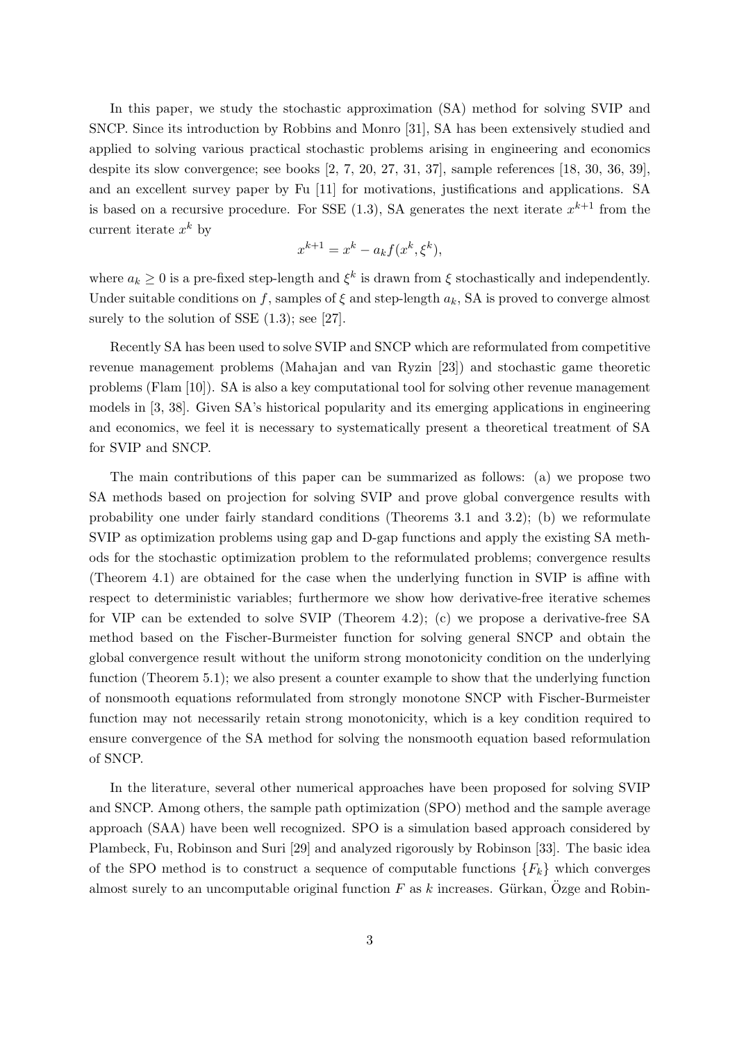In this paper, we study the stochastic approximation (SA) method for solving SVIP and SNCP. Since its introduction by Robbins and Monro [31], SA has been extensively studied and applied to solving various practical stochastic problems arising in engineering and economics despite its slow convergence; see books [2, 7, 20, 27, 31, 37], sample references [18, 30, 36, 39], and an excellent survey paper by Fu [11] for motivations, justifications and applications. SA is based on a recursive procedure. For SSE (1.3), SA generates the next iterate $x^{k+1}$ from the current iterate $x^k$ by

$$x^{k+1} = x^k - a_k f(x^k, \xi^k),$$

where $a_k \geq 0$ is a pre-fixed step-length and $\xi^k$ is drawn from $\xi$ stochastically and independently. Under suitable conditions on $f$, samples of $\xi$ and step-length $a_k$, SA is proved to converge almost surely to the solution of SSE (1.3); see [27].

Recently SA has been used to solve SVIP and SNCP which are reformulated from competitive revenue management problems (Mahajan and van Ryzin [23]) and stochastic game theoretic problems (Flam [10]). SA is also a key computational tool for solving other revenue management models in [3, 38]. Given SA's historical popularity and its emerging applications in engineering and economics, we feel it is necessary to systematically present a theoretical treatment of SA for SVIP and SNCP.

The main contributions of this paper can be summarized as follows: (a) we propose two SA methods based on projection for solving SVIP and prove global convergence results with probability one under fairly standard conditions (Theorems 3.1 and 3.2); (b) we reformulate SVIP as optimization problems using gap and D-gap functions and apply the existing SA methods for the stochastic optimization problem to the reformulated problems; convergence results (Theorem 4.1) are obtained for the case when the underlying function in SVIP is affine with respect to deterministic variables; furthermore we show how derivative-free iterative schemes for VIP can be extended to solve SVIP (Theorem 4.2); (c) we propose a derivative-free SA method based on the Fischer-Burmeister function for solving general SNCP and obtain the global convergence result without the uniform strong monotonicity condition on the underlying function (Theorem 5.1); we also present a counter example to show that the underlying function of nonsmooth equations reformulated from strongly monotone SNCP with Fischer-Burmeister function may not necessarily retain strong monotonicity, which is a key condition required to ensure convergence of the SA method for solving the nonsmooth equation based reformulation of SNCP.

In the literature, several other numerical approaches have been proposed for solving SVIP and SNCP. Among others, the sample path optimization (SPO) method and the sample average approach (SAA) have been well recognized. SPO is a simulation based approach considered by Plambeck, Fu, Robinson and Suri [29] and analyzed rigorously by Robinson [33]. The basic idea of the SPO method is to construct a sequence of computable functions $\{F_k\}$ which converges almost surely to an uncomputable original function $F$ as $k$ increases. Gürkan, Özge and Robin-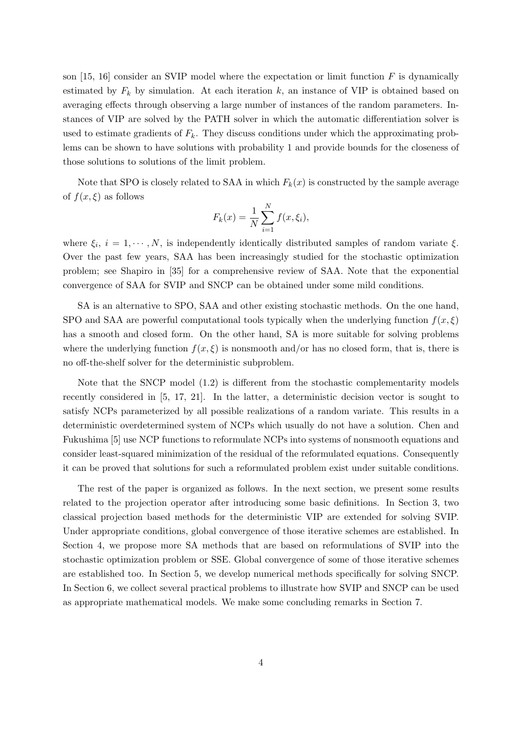son [15, 16] consider an SVIP model where the expectation or limit function $F$ is dynamically estimated by $F_k$ by simulation. At each iteration $k$, an instance of VIP is obtained based on averaging effects through observing a large number of instances of the random parameters. Instances of VIP are solved by the PATH solver in which the automatic differentiation solver is used to estimate gradients of $F_k$. They discuss conditions under which the approximating problems can be shown to have solutions with probability 1 and provide bounds for the closeness of those solutions to solutions of the limit problem.

Note that SPO is closely related to SAA in which $F_k(x)$ is constructed by the sample average of $f(x, \xi)$ as follows

$$F_k(x) = \frac{1}{N} \sum_{i=1}^{N} f(x, \xi_i),$$

where $\xi_i$, $i = 1, \cdots, N$, is independently identically distributed samples of random variate $\xi$. Over the past few years, SAA has been increasingly studied for the stochastic optimization problem; see Shapiro in [35] for a comprehensive review of SAA. Note that the exponential convergence of SAA for SVIP and SNCP can be obtained under some mild conditions.

SA is an alternative to SPO, SAA and other existing stochastic methods. On the one hand, SPO and SAA are powerful computational tools typically when the underlying function $f(x, \xi)$ has a smooth and closed form. On the other hand, SA is more suitable for solving problems where the underlying function $f(x, \xi)$ is nonsmooth and/or has no closed form, that is, there is no off-the-shelf solver for the deterministic subproblem.

Note that the SNCP model (1.2) is different from the stochastic complementarity models recently considered in [5, 17, 21]. In the latter, a deterministic decision vector is sought to satisfy NCPs parameterized by all possible realizations of a random variate. This results in a deterministic overdetermined system of NCPs which usually do not have a solution. Chen and Fukushima [5] use NCP functions to reformulate NCPs into systems of nonsmooth equations and consider least-squared minimization of the residual of the reformulated equations. Consequently it can be proved that solutions for such a reformulated problem exist under suitable conditions.

The rest of the paper is organized as follows. In the next section, we present some results related to the projection operator after introducing some basic definitions. In Section 3, two classical projection based methods for the deterministic VIP are extended for solving SVIP. Under appropriate conditions, global convergence of those iterative schemes are established. In Section 4, we propose more SA methods that are based on reformulations of SVIP into the stochastic optimization problem or SSE. Global convergence of some of those iterative schemes are established too. In Section 5, we develop numerical methods specifically for solving SNCP. In Section 6, we collect several practical problems to illustrate how SVIP and SNCP can be used as appropriate mathematical models. We make some concluding remarks in Section 7.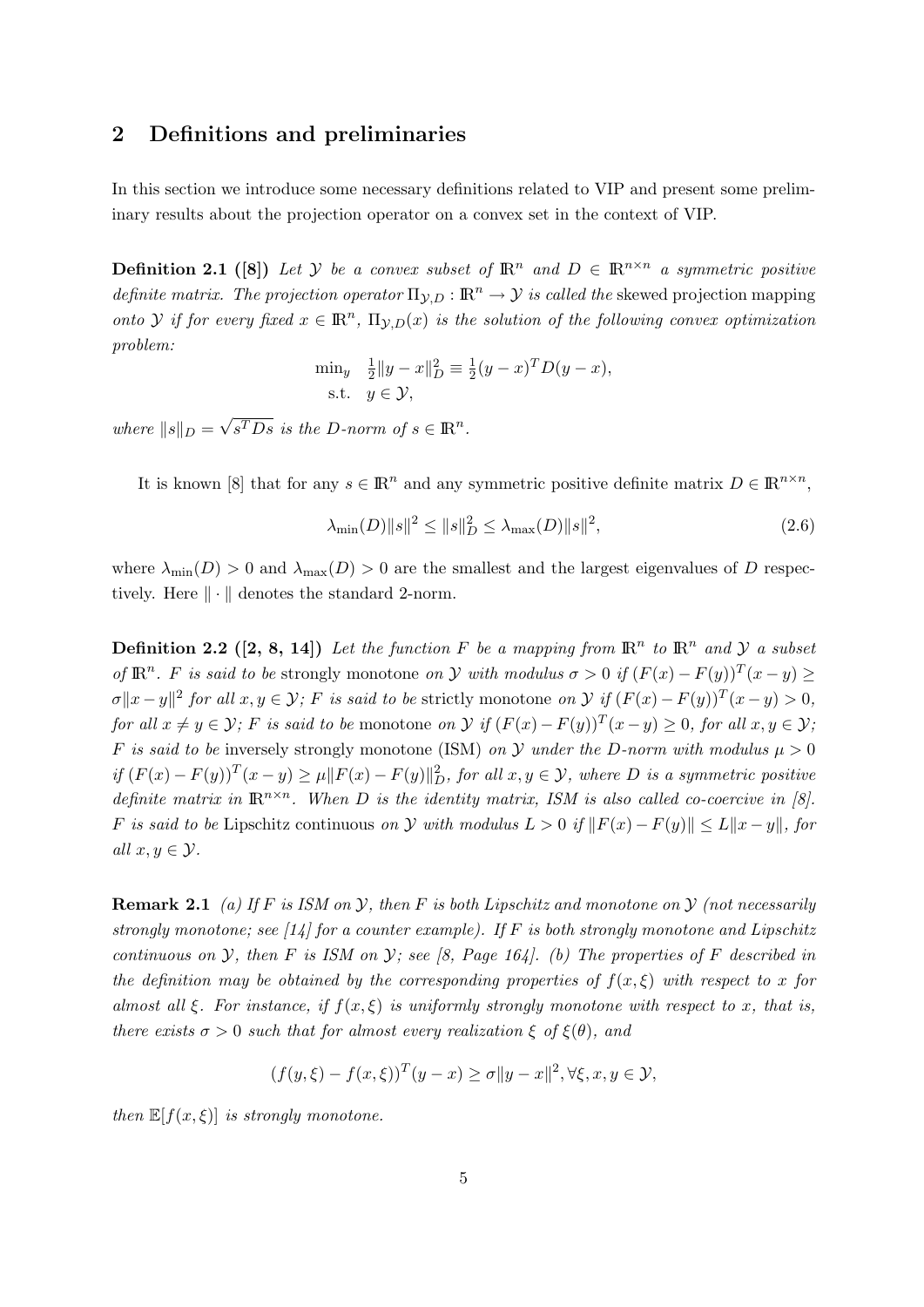## 2 Definitions and preliminaries

In this section we introduce some necessary definitions related to VIP and present some preliminary results about the projection operator on a convex set in the context of VIP.

**Definition 2.1 ([8])** *Let $\mathcal{Y}$ be a convex subset of $\mathbb{R}^n$ and $D \in \mathbb{R}^{n\times n}$ a symmetric positive definite matrix. The projection operator $\Pi_{\mathcal{Y},D} : \mathbb{R}^n \to \mathcal{Y}$ is called the* skewed projection mapping *onto $\mathcal{Y}$ if for every fixed $x \in \mathbb{R}^n$, $\Pi_{\mathcal{Y},D}(x)$ is the solution of the following convex optimization problem:*

$$
\begin{array}{ll}
\min_y & \frac{1}{2}\|y-x\|_D^2 \equiv \frac{1}{2}(y-x)^T D(y-x), \\
\text{s.t.} & y \in \mathcal{Y},
\end{array}
$$

*where $\|s\|_D = \sqrt{s^T D s}$ is the $D$-norm of $s \in \mathbb{R}^n$.*

It is known [8] that for any $s \in \mathbb{R}^n$ and any symmetric positive definite matrix $D \in \mathbb{R}^{n\times n}$,

$$
\lambda_{\min}(D)\|s\|^2 \leq \|s\|_D^2 \leq \lambda_{\max}(D)\|s\|^2, \tag{2.6}
$$

where $\lambda_{\min}(D) > 0$ and $\lambda_{\max}(D) > 0$ are the smallest and the largest eigenvalues of $D$ respectively. Here $\|\cdot\|$ denotes the standard 2-norm.

**Definition 2.2 ([2, 8, 14])** *Let the function $F$ be a mapping from $\mathbb{R}^n$ to $\mathbb{R}^n$ and $\mathcal{Y}$ a subset of $\mathbb{R}^n$. $F$ is said to be* strongly monotone *on $\mathcal{Y}$ with modulus $\sigma > 0$ if $(F(x)-F(y))^T(x-y) \geq \sigma\|x-y\|^2$ for all $x, y \in \mathcal{Y}$; $F$ is said to be* strictly monotone *on $\mathcal{Y}$ if $(F(x)-F(y))^T(x-y) > 0$, for all $x \neq y \in \mathcal{Y}$; $F$ is said to be* monotone *on $\mathcal{Y}$ if $(F(x)-F(y))^T(x-y) \geq 0$, for all $x, y \in \mathcal{Y}$; $F$ is said to be* inversely strongly monotone (ISM) *on $\mathcal{Y}$ under the $D$-norm with modulus $\mu > 0$ if $(F(x)-F(y))^T(x-y) \geq \mu\|F(x)-F(y)\|_D^2$, for all $x, y \in \mathcal{Y}$, where $D$ is a symmetric positive definite matrix in $\mathbb{R}^{n\times n}$. When $D$ is the identity matrix, ISM is also called co-coercive in [8]. $F$ is said to be* Lipschitz continuous *on $\mathcal{Y}$ with modulus $L > 0$ if $\|F(x)-F(y)\| \leq L\|x-y\|$, for all $x, y \in \mathcal{Y}$.*

**Remark 2.1** *(a) If $F$ is ISM on $\mathcal{Y}$, then $F$ is both Lipschitz and monotone on $\mathcal{Y}$ (not necessarily strongly monotone; see [14] for a counter example). If $F$ is both strongly monotone and Lipschitz continuous on $\mathcal{Y}$, then $F$ is ISM on $\mathcal{Y}$; see [8, Page 164]. (b) The properties of $F$ described in the definition may be obtained by the corresponding properties of $f(x,\xi)$ with respect to $x$ for almost all $\xi$. For instance, if $f(x,\xi)$ is uniformly strongly monotone with respect to $x$, that is, there exists $\sigma > 0$ such that for almost every realization $\xi$ of $\xi(\theta)$, and*

$$
(f(y,\xi) - f(x,\xi))^T(y-x) \geq \sigma\|y-x\|^2, \forall \xi, x, y \in \mathcal{Y},
$$

*then $\mathbb{E}[f(x,\xi)]$ is strongly monotone.*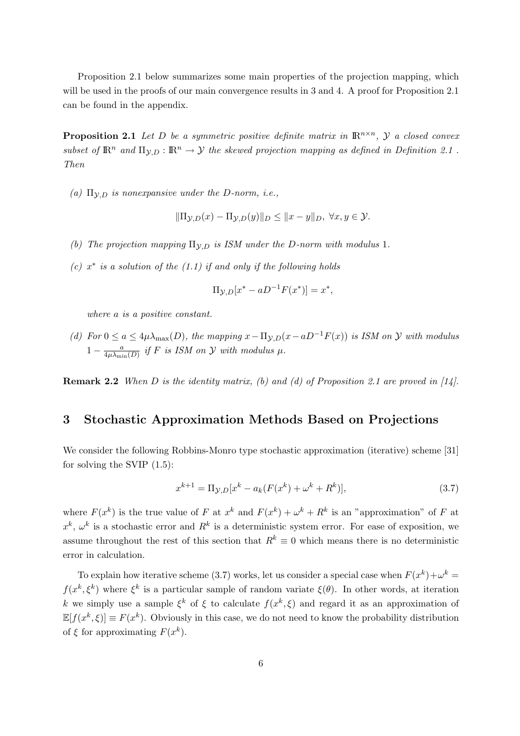Proposition 2.1 below summarizes some main properties of the projection mapping, which will be used in the proofs of our main convergence results in 3 and 4. A proof for Proposition 2.1 can be found in the appendix.

**Proposition 2.1** *Let $D$ be a symmetric positive definite matrix in $\mathbb{R}^{n\times n}$, $\mathcal{Y}$ a closed convex subset of $\mathbb{R}^n$ and $\Pi_{\mathcal{Y},D} : \mathbb{R}^n \to \mathcal{Y}$ the skewed projection mapping as defined in Definition 2.1 . Then*

*(a) $\Pi_{\mathcal{Y},D}$ is nonexpansive under the $D$-norm, i.e.,*

$$\|\Pi_{\mathcal{Y},D}(x) - \Pi_{\mathcal{Y},D}(y)\|_D \leq \|x - y\|_D, \ \forall x, y \in \mathcal{Y}.$$

*(b) The projection mapping $\Pi_{\mathcal{Y},D}$ is ISM under the $D$-norm with modulus 1.*

*(c) $x^*$ is a solution of the (1.1) if and only if the following holds*

$$\Pi_{\mathcal{Y},D}[x^* - aD^{-1}F(x^*)] = x^*,$$

*where $a$ is a positive constant.*

*(d) For $0 \leq a \leq 4\mu\lambda_{\max}(D)$, the mapping $x - \Pi_{\mathcal{Y},D}(x - aD^{-1}F(x))$ is ISM on $\mathcal{Y}$ with modulus $1 - \frac{a}{4\mu\lambda_{\min}(D)}$ if $F$ is ISM on $\mathcal{Y}$ with modulus $\mu$.*

**Remark 2.2** *When $D$ is the identity matrix, (b) and (d) of Proposition 2.1 are proved in [14].*

## 3 Stochastic Approximation Methods Based on Projections

We consider the following Robbins-Monro type stochastic approximation (iterative) scheme [31] for solving the SVIP (1.5):

$$x^{k+1} = \Pi_{\mathcal{Y},D}[x^k - a_k(F(x^k) + \omega^k + R^k)], \tag{3.7}$$

where $F(x^k)$ is the true value of $F$ at $x^k$ and $F(x^k) + \omega^k + R^k$ is an "approximation" of $F$ at $x^k$, $\omega^k$ is a stochastic error and $R^k$ is a deterministic system error. For ease of exposition, we assume throughout the rest of this section that $R^k \equiv 0$ which means there is no deterministic error in calculation.

To explain how iterative scheme (3.7) works, let us consider a special case when $F(x^k)+\omega^k = f(x^k, \xi^k)$ where $\xi^k$ is a particular sample of random variate $\xi(\theta)$. In other words, at iteration $k$ we simply use a sample $\xi^k$ of $\xi$ to calculate $f(x^k, \xi)$ and regard it as an approximation of $\mathbb{E}[f(x^k, \xi)] \equiv F(x^k)$. Obviously in this case, we do not need to know the probability distribution of $\xi$ for approximating $F(x^k)$.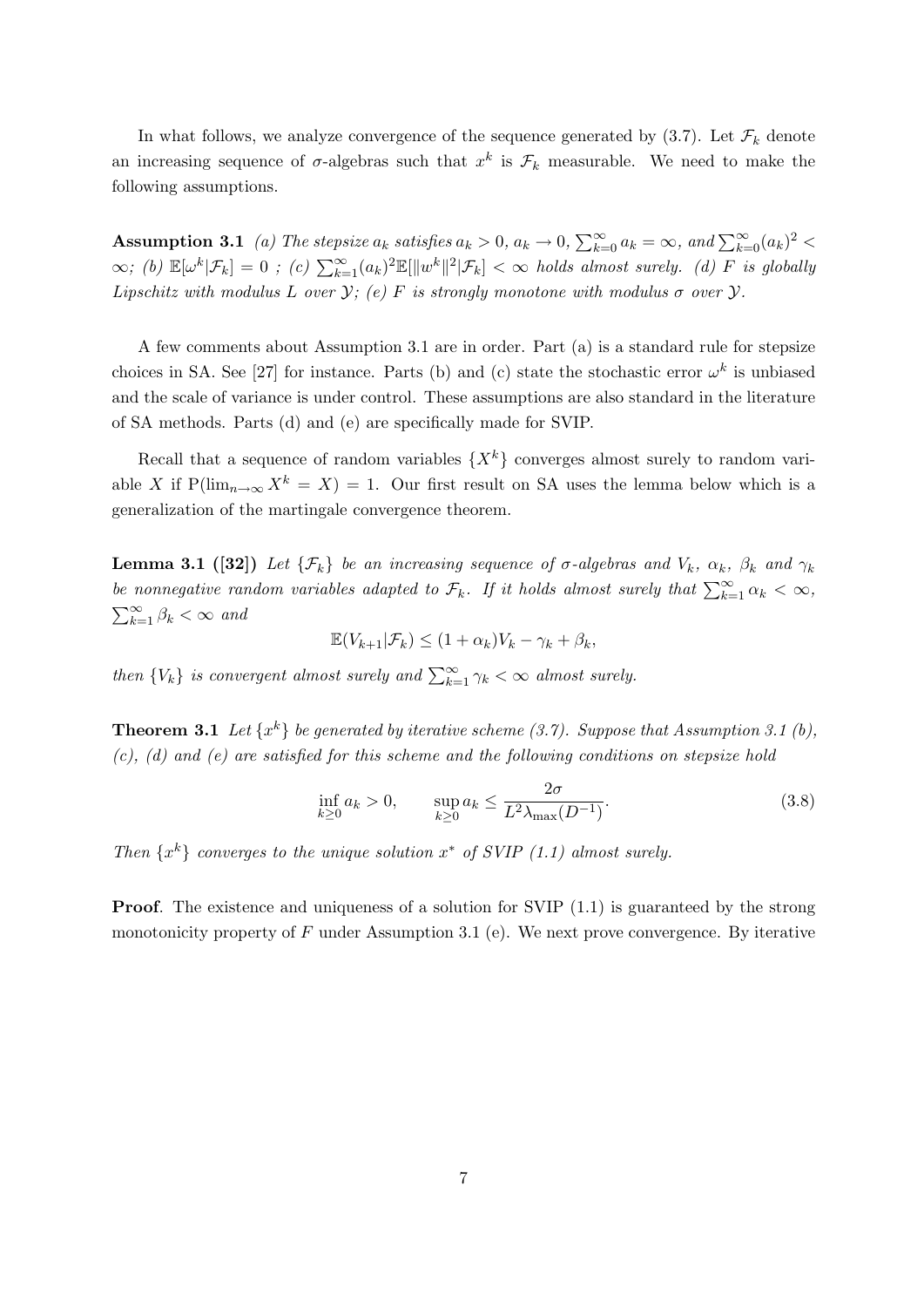In what follows, we analyze convergence of the sequence generated by (3.7). Let $\mathcal{F}_k$ denote an increasing sequence of $\sigma$-algebras such that $x^k$ is $\mathcal{F}_k$ measurable. We need to make the following assumptions.

**Assumption 3.1** *(a) The stepsize $a_k$ satisfies $a_k > 0$, $a_k \to 0$, $\sum_{k=0}^{\infty} a_k = \infty$, and $\sum_{k=0}^{\infty}(a_k)^2 < \infty$; (b) $\mathbb{E}[\omega^k|\mathcal{F}_k] = 0$ ; (c) $\sum_{k=1}^{\infty}(a_k)^2\mathbb{E}[\|w^k\|^2|\mathcal{F}_k] < \infty$ holds almost surely. (d) $F$ is globally Lipschitz with modulus $L$ over $\mathcal{Y}$; (e) $F$ is strongly monotone with modulus $\sigma$ over $\mathcal{Y}$.*

A few comments about Assumption 3.1 are in order. Part (a) is a standard rule for stepsize choices in SA. See [27] for instance. Parts (b) and (c) state the stochastic error $\omega^k$ is unbiased and the scale of variance is under control. These assumptions are also standard in the literature of SA methods. Parts (d) and (e) are specifically made for SVIP.

Recall that a sequence of random variables $\{X^k\}$ converges almost surely to random variable $X$ if $\mathrm{P}(\lim_{n\to\infty} X^k = X) = 1$. Our first result on SA uses the lemma below which is a generalization of the martingale convergence theorem.

**Lemma 3.1 ([32])** *Let $\{\mathcal{F}_k\}$ be an increasing sequence of $\sigma$-algebras and $V_k$, $\alpha_k$, $\beta_k$ and $\gamma_k$ be nonnegative random variables adapted to $\mathcal{F}_k$. If it holds almost surely that $\sum_{k=1}^{\infty} \alpha_k < \infty$, $\sum_{k=1}^{\infty} \beta_k < \infty$ and*

$$\mathbb{E}(V_{k+1}|\mathcal{F}_k) \le (1+\alpha_k)V_k - \gamma_k + \beta_k,$$

*then $\{V_k\}$ is convergent almost surely and $\sum_{k=1}^{\infty} \gamma_k < \infty$ almost surely.*

**Theorem 3.1** *Let $\{x^k\}$ be generated by iterative scheme (3.7). Suppose that Assumption 3.1 (b), (c), (d) and (e) are satisfied for this scheme and the following conditions on stepsize hold*

$$\inf_{k\ge 0} a_k > 0, \qquad \sup_{k\ge 0} a_k \le \frac{2\sigma}{L^2\lambda_{\max}(D^{-1})}. \tag{3.8}$$

*Then $\{x^k\}$ converges to the unique solution $x^*$ of SVIP (1.1) almost surely.*

**Proof**. The existence and uniqueness of a solution for SVIP (1.1) is guaranteed by the strong monotonicity property of $F$ under Assumption 3.1 (e). We next prove convergence. By iterative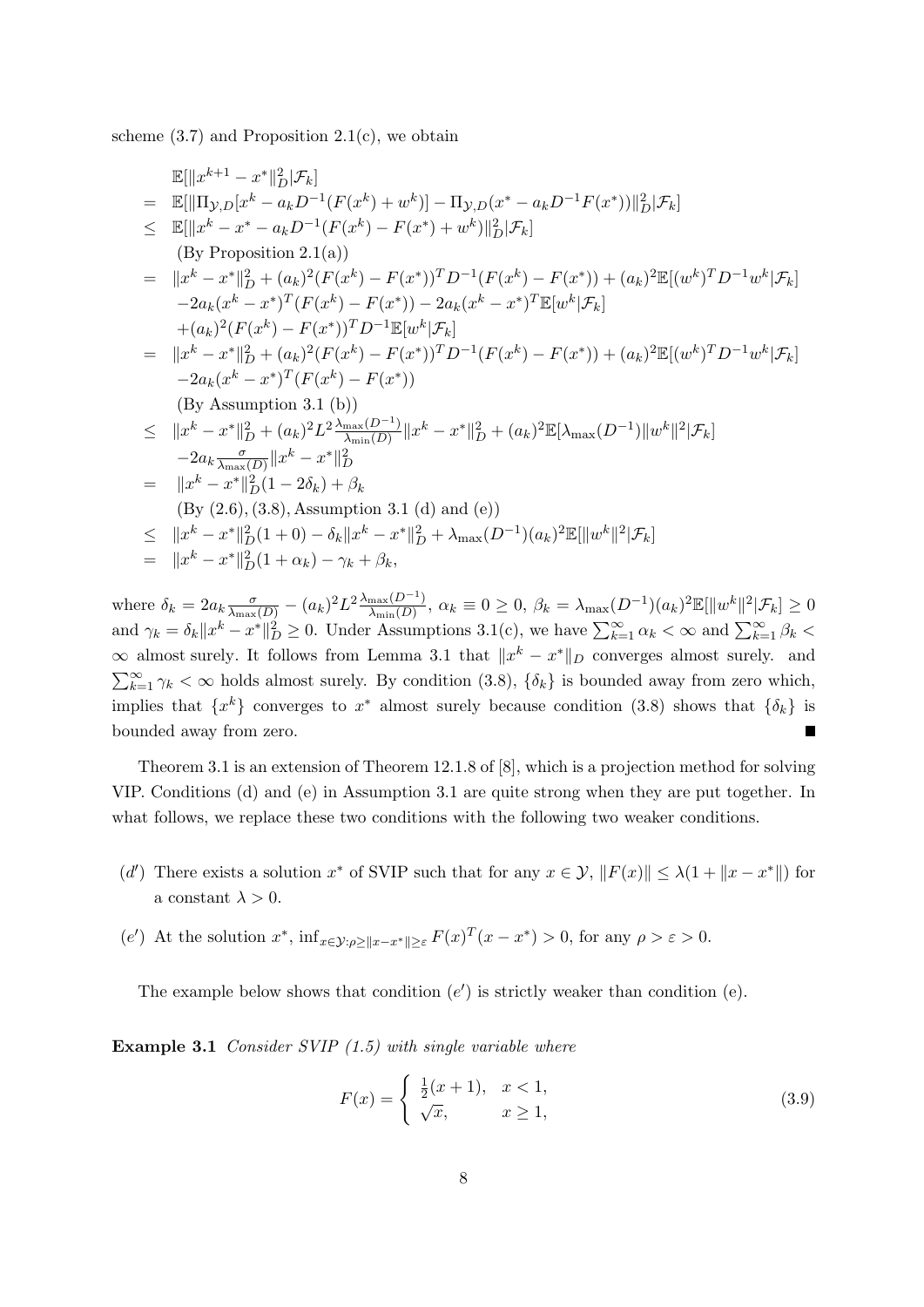scheme (3.7) and Proposition 2.1(c), we obtain

$$
\begin{aligned}
& \mathbb{E}[\|x^{k+1} - x^*\|_D^2 | \mathcal{F}_k] \\
= \; & \mathbb{E}[\|\Pi_{\mathcal{Y},D}[x^k - a_k D^{-1}(F(x^k) + w^k)] - \Pi_{\mathcal{Y},D}(x^* - a_k D^{-1} F(x^*))\|_D^2 | \mathcal{F}_k] \\
\leq \; & \mathbb{E}[\|x^k - x^* - a_k D^{-1}(F(x^k) - F(x^*) + w^k)\|_D^2 | \mathcal{F}_k] \\
& \text{(By Proposition 2.1(a))} \\
= \; & \|x^k - x^*\|_D^2 + (a_k)^2 (F(x^k) - F(x^*))^T D^{-1} (F(x^k) - F(x^*)) + (a_k)^2 \mathbb{E}[(w^k)^T D^{-1} w^k | \mathcal{F}_k] \\
& -2a_k (x^k - x^*)^T (F(x^k) - F(x^*)) - 2a_k (x^k - x^*)^T \mathbb{E}[w^k | \mathcal{F}_k] \\
& +(a_k)^2 (F(x^k) - F(x^*))^T D^{-1} \mathbb{E}[w^k | \mathcal{F}_k] \\
= \; & \|x^k - x^*\|_D^2 + (a_k)^2 (F(x^k) - F(x^*))^T D^{-1} (F(x^k) - F(x^*)) + (a_k)^2 \mathbb{E}[(w^k)^T D^{-1} w^k | \mathcal{F}_k] \\
& -2a_k (x^k - x^*)^T (F(x^k) - F(x^*)) \\
& \text{(By Assumption 3.1 (b))} \\
\leq \; & \|x^k - x^*\|_D^2 + (a_k)^2 L^2 \tfrac{\lambda_{\max}(D^{-1})}{\lambda_{\min}(D)} \|x^k - x^*\|_D^2 + (a_k)^2 \mathbb{E}[\lambda_{\max}(D^{-1}) \|w^k\|^2 | \mathcal{F}_k] \\
& -2a_k \tfrac{\sigma}{\lambda_{\max}(D)} \|x^k - x^*\|_D^2 \\
= \; & \|x^k - x^*\|_D^2 (1 - 2\delta_k) + \beta_k \\
& \text{(By (2.6), (3.8), Assumption 3.1 (d) and (e))} \\
\leq \; & \|x^k - x^*\|_D^2 (1 + 0) - \delta_k \|x^k - x^*\|_D^2 + \lambda_{\max}(D^{-1})(a_k)^2 \mathbb{E}[\|w^k\|^2 | \mathcal{F}_k] \\
= \; & \|x^k - x^*\|_D^2 (1 + \alpha_k) - \gamma_k + \beta_k,
\end{aligned}
$$

where $\delta_k = 2a_k \frac{\sigma}{\lambda_{\max}(D)} - (a_k)^2 L^2 \frac{\lambda_{\max}(D^{-1})}{\lambda_{\min}(D)}$, $\alpha_k \equiv 0 \geq 0$, $\beta_k = \lambda_{\max}(D^{-1})(a_k)^2 \mathbb{E}[\|w^k\|^2 | \mathcal{F}_k] \geq 0$ and $\gamma_k = \delta_k \|x^k - x^*\|_D^2 \geq 0$. Under Assumptions 3.1(c), we have $\sum_{k=1}^{\infty} \alpha_k < \infty$ and $\sum_{k=1}^{\infty} \beta_k < \infty$ almost surely. It follows from Lemma 3.1 that $\|x^k - x^*\|_D$ converges almost surely. and $\sum_{k=1}^{\infty} \gamma_k < \infty$ holds almost surely. By condition (3.8), $\{\delta_k\}$ is bounded away from zero which, implies that $\{x^k\}$ converges to $x^*$ almost surely because condition (3.8) shows that $\{\delta_k\}$ is bounded away from zero. ■

Theorem 3.1 is an extension of Theorem 12.1.8 of [8], which is a projection method for solving VIP. Conditions (d) and (e) in Assumption 3.1 are quite strong when they are put together. In what follows, we replace these two conditions with the following two weaker conditions.

($d'$) There exists a solution $x^*$ of SVIP such that for any $x \in \mathcal{Y}$, $\|F(x)\| \leq \lambda(1 + \|x - x^*\|)$ for a constant $\lambda > 0$.

($e'$) At the solution $x^*$, $\inf_{x \in \mathcal{Y}: \rho \geq \|x - x^*\| \geq \varepsilon} F(x)^T (x - x^*) > 0$, for any $\rho > \varepsilon > 0$.

The example below shows that condition ($e'$) is strictly weaker than condition (e).

**Example 3.1** *Consider SVIP (1.5) with single variable where*

$$
F(x) = \begin{cases} \frac{1}{2}(x + 1), & x < 1, \\ \sqrt{x}, & x \geq 1, \end{cases} \tag{3.9}
$$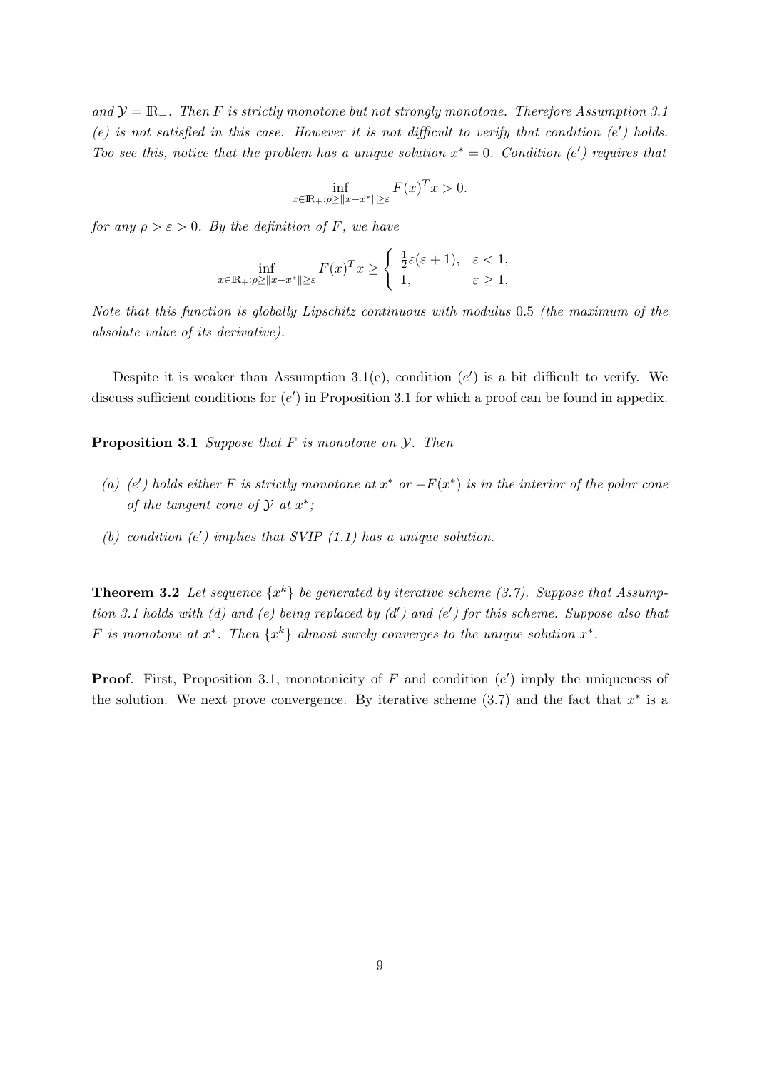*and $\mathcal{Y} = \mathbb{R}_+$. Then $F$ is strictly monotone but not strongly monotone. Therefore Assumption 3.1 (e) is not satisfied in this case. However it is not difficult to verify that condition (e$'$) holds. Too see this, notice that the problem has a unique solution $x^* = 0$. Condition (e$'$) requires that*

$$\inf_{x\in\mathbb{R}_+:\rho\geq\|x-x^*\|\geq\varepsilon} F(x)^T x > 0.$$

*for any $\rho > \varepsilon > 0$. By the definition of $F$, we have*

$$\inf_{x\in\mathbb{R}_+:\rho\geq\|x-x^*\|\geq\varepsilon} F(x)^T x \geq \begin{cases} \frac{1}{2}\varepsilon(\varepsilon+1), & \varepsilon < 1, \\ 1, & \varepsilon \geq 1. \end{cases}$$

*Note that this function is globally Lipschitz continuous with modulus 0.5 (the maximum of the absolute value of its derivative).*

Despite it is weaker than Assumption 3.1(e), condition ($e'$) is a bit difficult to verify. We discuss sufficient conditions for ($e'$) in Proposition 3.1 for which a proof can be found in appedix.

**Proposition 3.1** *Suppose that $F$ is monotone on $\mathcal{Y}$. Then*

- *(a) (e$'$) holds either $F$ is strictly monotone at $x^*$ or $-F(x^*)$ is in the interior of the polar cone of the tangent cone of $\mathcal{Y}$ at $x^*$;*
- *(b) condition (e$'$) implies that SVIP (1.1) has a unique solution.*

**Theorem 3.2** *Let sequence $\{x^k\}$ be generated by iterative scheme (3.7). Suppose that Assumption 3.1 holds with (d) and (e) being replaced by (d$'$) and (e$'$) for this scheme. Suppose also that $F$ is monotone at $x^*$. Then $\{x^k\}$ almost surely converges to the unique solution $x^*$.*

**Proof**. First, Proposition 3.1, monotonicity of $F$ and condition ($e'$) imply the uniqueness of the solution. We next prove convergence. By iterative scheme (3.7) and the fact that $x^*$ is a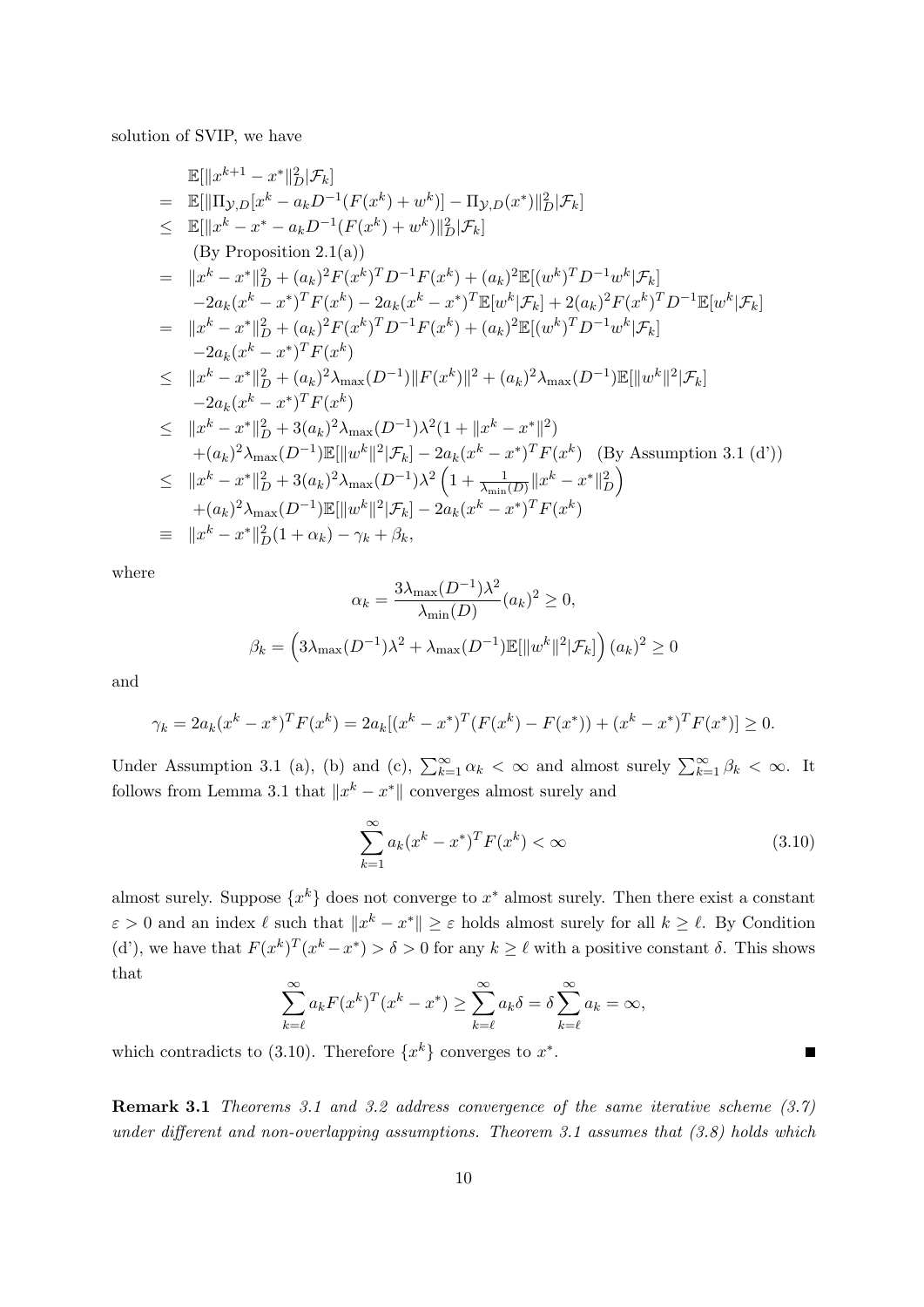solution of SVIP, we have

$$
\begin{aligned}
& \mathbb{E}[\|x^{k+1} - x^*\|_D^2 | \mathcal{F}_k] \\
= \ & \mathbb{E}[\|\Pi_{\mathcal{Y},D}[x^k - a_k D^{-1}(F(x^k) + w^k)] - \Pi_{\mathcal{Y},D}(x^*)\|_D^2 | \mathcal{F}_k] \\
\leq \ & \mathbb{E}[\|x^k - x^* - a_k D^{-1}(F(x^k) + w^k)\|_D^2 | \mathcal{F}_k] \\
& \text{(By Proposition 2.1(a))} \\
= \ & \|x^k - x^*\|_D^2 + (a_k)^2 F(x^k)^T D^{-1} F(x^k) + (a_k)^2 \mathbb{E}[(w^k)^T D^{-1} w^k | \mathcal{F}_k] \\
& -2a_k (x^k - x^*)^T F(x^k) - 2a_k (x^k - x^*)^T \mathbb{E}[w^k | \mathcal{F}_k] + 2(a_k)^2 F(x^k)^T D^{-1} \mathbb{E}[w^k | \mathcal{F}_k] \\
= \ & \|x^k - x^*\|_D^2 + (a_k)^2 F(x^k)^T D^{-1} F(x^k) + (a_k)^2 \mathbb{E}[(w^k)^T D^{-1} w^k | \mathcal{F}_k] \\
& -2a_k (x^k - x^*)^T F(x^k) \\
\leq \ & \|x^k - x^*\|_D^2 + (a_k)^2 \lambda_{\max}(D^{-1}) \|F(x^k)\|^2 + (a_k)^2 \lambda_{\max}(D^{-1}) \mathbb{E}[\|w^k\|^2 | \mathcal{F}_k] \\
& -2a_k (x^k - x^*)^T F(x^k) \\
\leq \ & \|x^k - x^*\|_D^2 + 3(a_k)^2 \lambda_{\max}(D^{-1}) \lambda^2 (1 + \|x^k - x^*\|^2) \\
& +(a_k)^2 \lambda_{\max}(D^{-1}) \mathbb{E}[\|w^k\|^2 | \mathcal{F}_k] - 2a_k (x^k - x^*)^T F(x^k) \quad \text{(By Assumption 3.1 (d'))} \\
\leq \ & \|x^k - x^*\|_D^2 + 3(a_k)^2 \lambda_{\max}(D^{-1}) \lambda^2 \left(1 + \tfrac{1}{\lambda_{\min}(D)} \|x^k - x^*\|_D^2\right) \\
& +(a_k)^2 \lambda_{\max}(D^{-1}) \mathbb{E}[\|w^k\|^2 | \mathcal{F}_k] - 2a_k (x^k - x^*)^T F(x^k) \\
\equiv \ & \|x^k - x^*\|_D^2 (1 + \alpha_k) - \gamma_k + \beta_k,
\end{aligned}
$$

where

$$
\alpha_k = \frac{3\lambda_{\max}(D^{-1})\lambda^2}{\lambda_{\min}(D)} (a_k)^2 \geq 0,
$$

$$
\beta_k = \left(3\lambda_{\max}(D^{-1})\lambda^2 + \lambda_{\max}(D^{-1}) \mathbb{E}[\|w^k\|^2 | \mathcal{F}_k]\right) (a_k)^2 \geq 0
$$

and

$$
\gamma_k = 2a_k (x^k - x^*)^T F(x^k) = 2a_k [(x^k - x^*)^T (F(x^k) - F(x^*)) + (x^k - x^*)^T F(x^*)] \geq 0.
$$

Under Assumption 3.1 (a), (b) and (c), $\sum_{k=1}^{\infty} \alpha_k < \infty$ and almost surely $\sum_{k=1}^{\infty} \beta_k < \infty$. It follows from Lemma 3.1 that $\|x^k - x^*\|$ converges almost surely and

$$
\sum_{k=1}^{\infty} a_k (x^k - x^*)^T F(x^k) < \infty \tag{3.10}
$$

almost surely. Suppose $\{x^k\}$ does not converge to $x^*$ almost surely. Then there exist a constant $\varepsilon > 0$ and an index $\ell$ such that $\|x^k - x^*\| \geq \varepsilon$ holds almost surely for all $k \geq \ell$. By Condition (d'), we have that $F(x^k)^T (x^k - x^*) > \delta > 0$ for any $k \geq \ell$ with a positive constant $\delta$. This shows that

$$
\sum_{k=\ell}^{\infty} a_k F(x^k)^T (x^k - x^*) \geq \sum_{k=\ell}^{\infty} a_k \delta = \delta \sum_{k=\ell}^{\infty} a_k = \infty,
$$

which contradicts to (3.10). Therefore $\{x^k\}$ converges to $x^*$. ∎

**Remark 3.1** *Theorems 3.1 and 3.2 address convergence of the same iterative scheme (3.7) under different and non-overlapping assumptions. Theorem 3.1 assumes that (3.8) holds which*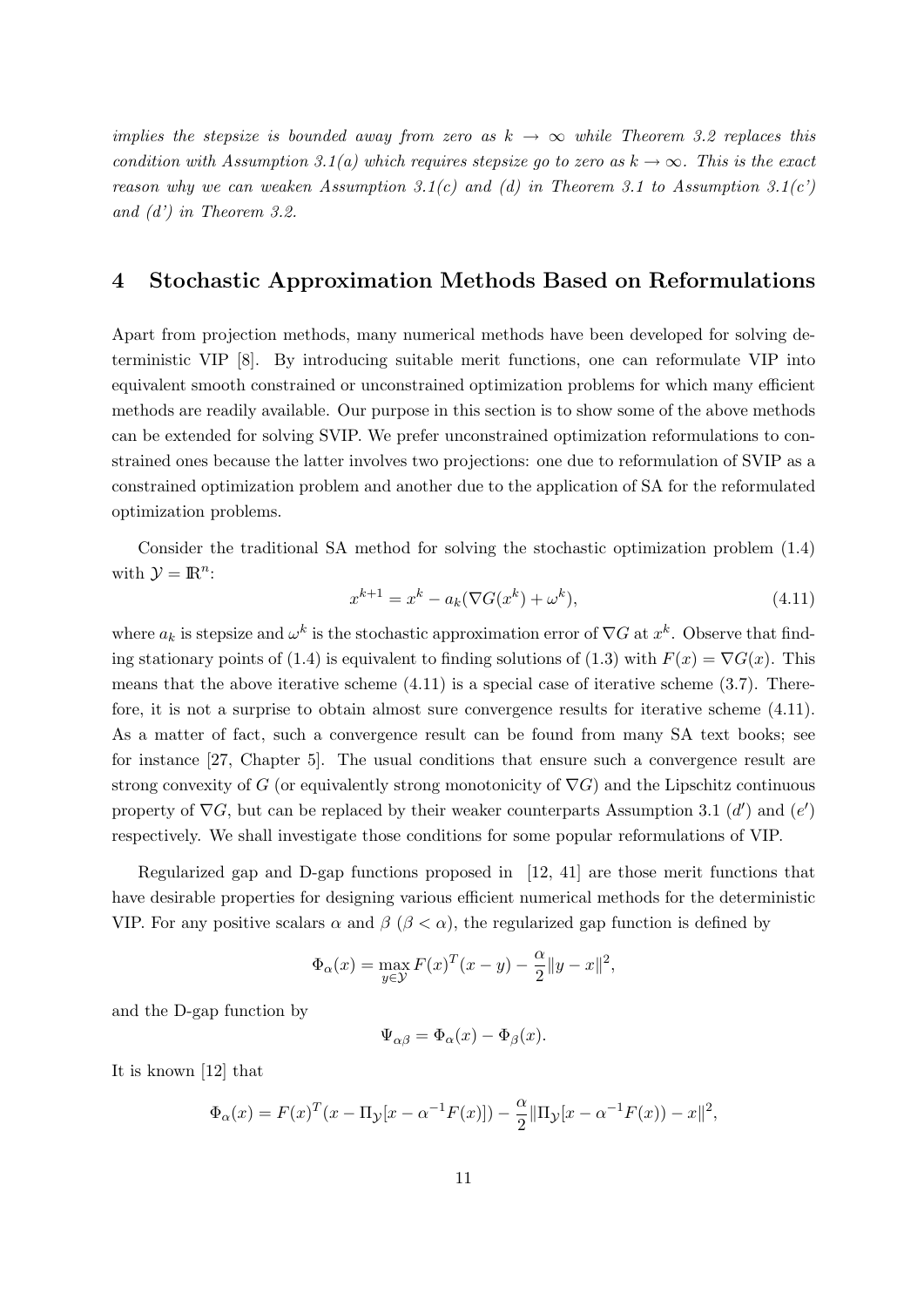*implies the stepsize is bounded away from zero as $k \to \infty$ while Theorem 3.2 replaces this condition with Assumption 3.1(a) which requires stepsize go to zero as $k \to \infty$. This is the exact reason why we can weaken Assumption 3.1(c) and (d) in Theorem 3.1 to Assumption 3.1(c') and (d') in Theorem 3.2.*

## 4 Stochastic Approximation Methods Based on Reformulations

Apart from projection methods, many numerical methods have been developed for solving deterministic VIP [8]. By introducing suitable merit functions, one can reformulate VIP into equivalent smooth constrained or unconstrained optimization problems for which many efficient methods are readily available. Our purpose in this section is to show some of the above methods can be extended for solving SVIP. We prefer unconstrained optimization reformulations to constrained ones because the latter involves two projections: one due to reformulation of SVIP as a constrained optimization problem and another due to the application of SA for the reformulated optimization problems.

Consider the traditional SA method for solving the stochastic optimization problem (1.4) with $\mathcal{Y} = \mathbb{R}^n$:

$$x^{k+1} = x^k - a_k(\nabla G(x^k) + \omega^k), \tag{4.11}$$

where $a_k$ is stepsize and $\omega^k$ is the stochastic approximation error of $\nabla G$ at $x^k$. Observe that finding stationary points of (1.4) is equivalent to finding solutions of (1.3) with $F(x) = \nabla G(x)$. This means that the above iterative scheme (4.11) is a special case of iterative scheme (3.7). Therefore, it is not a surprise to obtain almost sure convergence results for iterative scheme (4.11). As a matter of fact, such a convergence result can be found from many SA text books; see for instance [27, Chapter 5]. The usual conditions that ensure such a convergence result are strong convexity of $G$ (or equivalently strong monotonicity of $\nabla G$) and the Lipschitz continuous property of $\nabla G$, but can be replaced by their weaker counterparts Assumption 3.1 ($d'$) and ($e'$) respectively. We shall investigate those conditions for some popular reformulations of VIP.

Regularized gap and D-gap functions proposed in [12, 41] are those merit functions that have desirable properties for designing various efficient numerical methods for the deterministic VIP. For any positive scalars $\alpha$ and $\beta$ ($\beta < \alpha$), the regularized gap function is defined by

$$\Phi_\alpha(x) = \max_{y \in \mathcal{Y}} F(x)^T(x - y) - \frac{\alpha}{2}\|y - x\|^2,$$

and the D-gap function by

$$\Psi_{\alpha\beta} = \Phi_\alpha(x) - \Phi_\beta(x).$$

It is known [12] that

$$\Phi_\alpha(x) = F(x)^T(x - \Pi_{\mathcal{Y}}[x - \alpha^{-1}F(x)]) - \frac{\alpha}{2}\|\Pi_{\mathcal{Y}}[x - \alpha^{-1}F(x)) - x\|^2,$$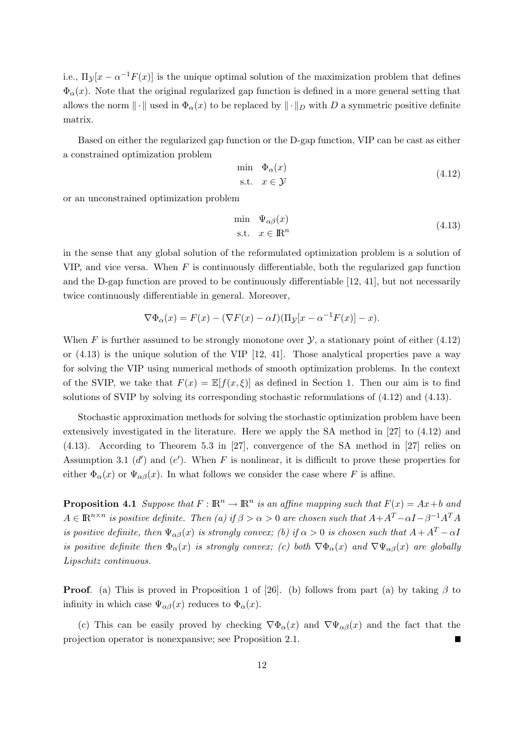i.e., $\Pi_{\mathcal{Y}}[x - \alpha^{-1}F(x)]$ is the unique optimal solution of the maximization problem that defines $\Phi_\alpha(x)$. Note that the original regularized gap function is defined in a more general setting that allows the norm $\|\cdot\|$ used in $\Phi_\alpha(x)$ to be replaced by $\|\cdot\|_D$ with $D$ a symmetric positive definite matrix.

Based on either the regularized gap function or the D-gap function, VIP can be cast as either a constrained optimization problem

$$
\begin{array}{ll}
\min & \Phi_\alpha(x) \\
\text{s.t.} & x \in \mathcal{Y}
\end{array}
\tag{4.12}
$$

or an unconstrained optimization problem

$$
\begin{array}{ll}
\min & \Psi_{\alpha\beta}(x) \\
\text{s.t.} & x \in \mathbb{R}^n
\end{array}
\tag{4.13}
$$

in the sense that any global solution of the reformulated optimization problem is a solution of VIP, and vice versa. When $F$ is continuously differentiable, both the regularized gap function and the D-gap function are proved to be continuously differentiable [12, 41], but not necessarily twice continuously differentiable in general. Moreover,

$$
\nabla \Phi_\alpha(x) = F(x) - (\nabla F(x) - \alpha I)(\Pi_{\mathcal{Y}}[x - \alpha^{-1}F(x)] - x).
$$

When $F$ is further assumed to be strongly monotone over $\mathcal{Y}$, a stationary point of either (4.12) or (4.13) is the unique solution of the VIP [12, 41]. Those analytical properties pave a way for solving the VIP using numerical methods of smooth optimization problems. In the context of the SVIP, we take that $F(x) = \mathbb{E}[f(x,\xi)]$ as defined in Section 1. Then our aim is to find solutions of SVIP by solving its corresponding stochastic reformulations of (4.12) and (4.13).

Stochastic approximation methods for solving the stochastic optimization problem have been extensively investigated in the literature. Here we apply the SA method in [27] to (4.12) and (4.13). According to Theorem 5.3 in [27], convergence of the SA method in [27] relies on Assumption 3.1 ($d'$) and ($e'$). When $F$ is nonlinear, it is difficult to prove these properties for either $\Phi_\alpha(x)$ or $\Psi_{\alpha\beta}(x)$. In what follows we consider the case where $F$ is affine.

**Proposition 4.1** *Suppose that $F : \mathbb{R}^n \to \mathbb{R}^n$ is an affine mapping such that $F(x) = Ax + b$ and $A \in \mathbb{R}^{n\times n}$ is positive definite. Then (a) if $\beta > \alpha > 0$ are chosen such that $A + A^T - \alpha I - \beta^{-1}A^T A$ is positive definite, then $\Psi_{\alpha\beta}(x)$ is strongly convex; (b) if $\alpha > 0$ is chosen such that $A + A^T - \alpha I$ is positive definite then $\Phi_\alpha(x)$ is strongly convex; (c) both $\nabla\Phi_\alpha(x)$ and $\nabla\Psi_{\alpha\beta}(x)$ are globally Lipschitz continuous.*

**Proof**. (a) This is proved in Proposition 1 of [26]. (b) follows from part (a) by taking $\beta$ to infinity in which case $\Psi_{\alpha\beta}(x)$ reduces to $\Phi_\alpha(x)$.

(c) This can be easily proved by checking $\nabla\Phi_\alpha(x)$ and $\nabla\Psi_{\alpha\beta}(x)$ and the fact that the projection operator is nonexpansive; see Proposition 2.1. ■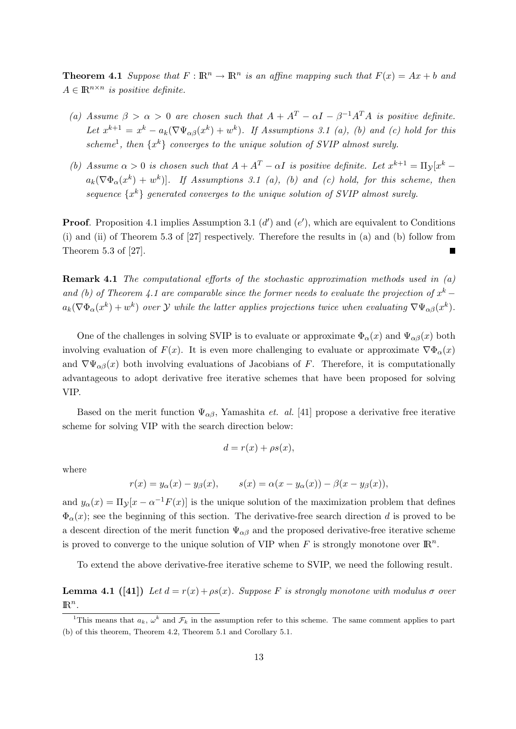**Theorem 4.1** *Suppose that $F : \mathbb{R}^n \to \mathbb{R}^n$ is an affine mapping such that $F(x) = Ax + b$ and $A \in \mathbb{R}^{n\times n}$ is positive definite.*

*(a) Assume $\beta > \alpha > 0$ are chosen such that $A + A^T - \alpha I - \beta^{-1}A^T A$ is positive definite. Let $x^{k+1} = x^k - a_k(\nabla\Psi_{\alpha\beta}(x^k) + w^k)$. If Assumptions 3.1 (a), (b) and (c) hold for this scheme[1], then $\{x^k\}$ converges to the unique solution of SVIP almost surely.*

*(b) Assume $\alpha > 0$ is chosen such that $A + A^T - \alpha I$ is positive definite. Let $x^{k+1} = \Pi_{\mathcal{Y}}[x^k - a_k(\nabla\Phi_\alpha(x^k) + w^k)]$. If Assumptions 3.1 (a), (b) and (c) hold, for this scheme, then sequence $\{x^k\}$ generated converges to the unique solution of SVIP almost surely.*

**Proof**. Proposition 4.1 implies Assumption 3.1 ($d'$) and ($e'$), which are equivalent to Conditions (i) and (ii) of Theorem 5.3 of [27] respectively. Therefore the results in (a) and (b) follow from Theorem 5.3 of [27]. ■

**Remark 4.1** *The computational efforts of the stochastic approximation methods used in (a) and (b) of Theorem 4.1 are comparable since the former needs to evaluate the projection of $x^k - a_k(\nabla\Phi_\alpha(x^k) + w^k)$ over $\mathcal{Y}$ while the latter applies projections twice when evaluating $\nabla\Psi_{\alpha\beta}(x^k)$.*

One of the challenges in solving SVIP is to evaluate or approximate $\Phi_\alpha(x)$ and $\Psi_{\alpha\beta}(x)$ both involving evaluation of $F(x)$. It is even more challenging to evaluate or approximate $\nabla\Phi_\alpha(x)$ and $\nabla\Psi_{\alpha\beta}(x)$ both involving evaluations of Jacobians of $F$. Therefore, it is computationally advantageous to adopt derivative free iterative schemes that have been proposed for solving VIP.

Based on the merit function $\Psi_{\alpha\beta}$, Yamashita *et. al.* [41] propose a derivative free iterative scheme for solving VIP with the search direction below:

$$d = r(x) + \rho s(x),$$

where

$$r(x) = y_\alpha(x) - y_\beta(x), \qquad s(x) = \alpha(x - y_\alpha(x)) - \beta(x - y_\beta(x)),$$

and $y_\alpha(x) = \Pi_{\mathcal{Y}}[x - \alpha^{-1}F(x)]$ is the unique solution of the maximization problem that defines $\Phi_\alpha(x)$; see the beginning of this section. The derivative-free search direction $d$ is proved to be a descent direction of the merit function $\Psi_{\alpha\beta}$ and the proposed derivative-free iterative scheme is proved to converge to the unique solution of VIP when $F$ is strongly monotone over $\mathbb{R}^n$.

To extend the above derivative-free iterative scheme to SVIP, we need the following result.

**Lemma 4.1 ([41])** *Let $d = r(x) + \rho s(x)$. Suppose $F$ is strongly monotone with modulus $\sigma$ over $\mathbb{R}^n$.*

---

[1] This means that $a_k$, $\omega^k$ and $\mathcal{F}_k$ in the assumption refer to this scheme. The same comment applies to part (b) of this theorem, Theorem 4.2, Theorem 5.1 and Corollary 5.1.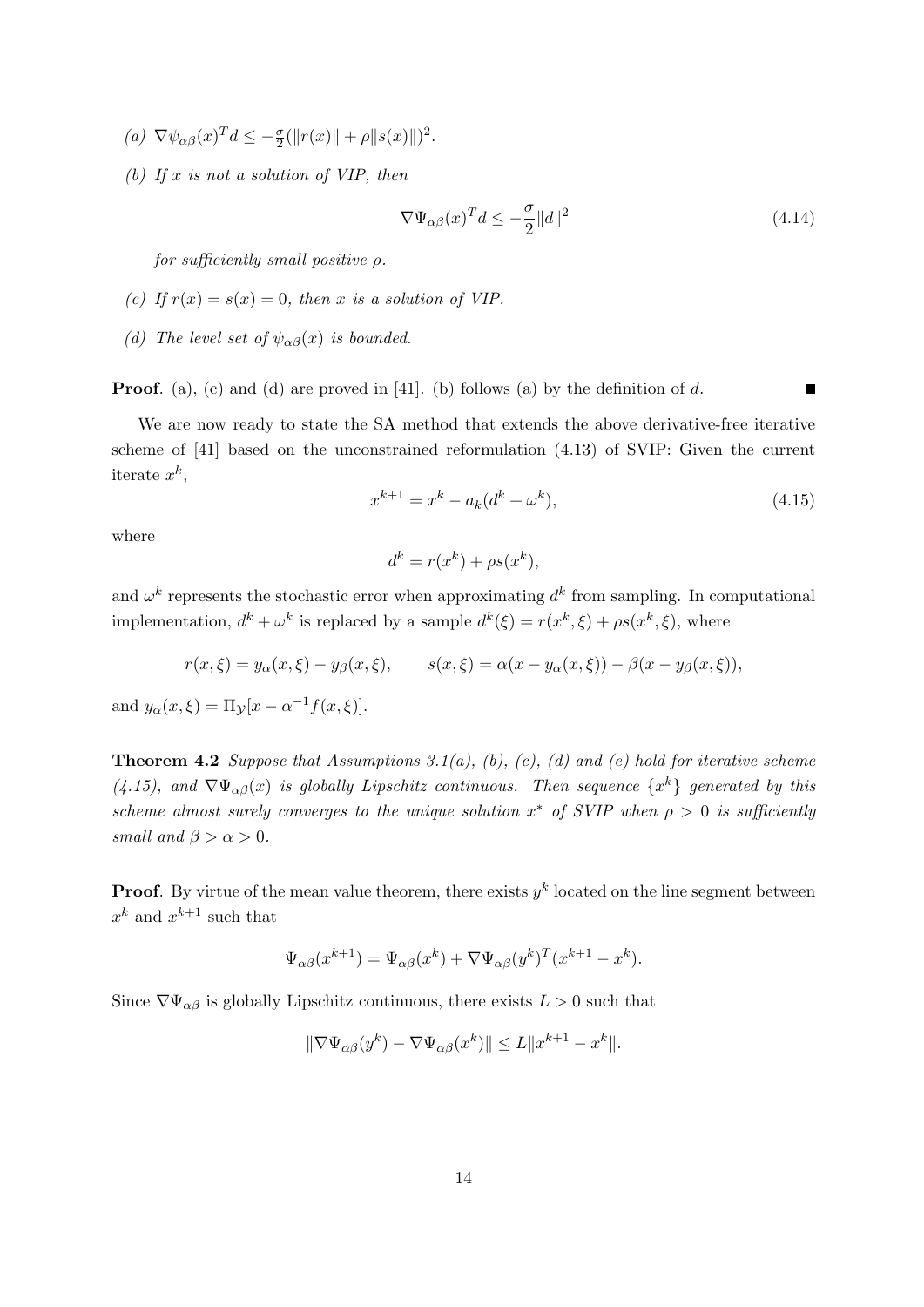*(a)* $\nabla \psi_{\alpha\beta}(x)^T d \leq -\frac{\sigma}{2}(\|r(x)\| + \rho\|s(x)\|)^2$.

*(b) If $x$ is not a solution of VIP, then*

$$\nabla \Psi_{\alpha\beta}(x)^T d \leq -\frac{\sigma}{2}\|d\|^2 \tag{4.14}$$

*for sufficiently small positive $\rho$.*

*(c) If $r(x) = s(x) = 0$, then $x$ is a solution of VIP.*

*(d) The level set of $\psi_{\alpha\beta}(x)$ is bounded.*

**Proof**. (a), (c) and (d) are proved in [41]. (b) follows (a) by the definition of $d$. ∎

We are now ready to state the SA method that extends the above derivative-free iterative scheme of [41] based on the unconstrained reformulation (4.13) of SVIP: Given the current iterate $x^k$,

$$x^{k+1} = x^k - a_k(d^k + \omega^k), \tag{4.15}$$

where

$$d^k = r(x^k) + \rho s(x^k),$$

and $\omega^k$ represents the stochastic error when approximating $d^k$ from sampling. In computational implementation, $d^k + \omega^k$ is replaced by a sample $d^k(\xi) = r(x^k, \xi) + \rho s(x^k, \xi)$, where

$$r(x, \xi) = y_\alpha(x, \xi) - y_\beta(x, \xi), \qquad s(x, \xi) = \alpha(x - y_\alpha(x, \xi)) - \beta(x - y_\beta(x, \xi)),$$

and $y_\alpha(x, \xi) = \Pi_{\mathcal{Y}}[x - \alpha^{-1} f(x, \xi)]$.

**Theorem 4.2** *Suppose that Assumptions 3.1(a), (b), (c), (d) and (e) hold for iterative scheme (4.15), and $\nabla \Psi_{\alpha\beta}(x)$ is globally Lipschitz continuous. Then sequence $\{x^k\}$ generated by this scheme almost surely converges to the unique solution $x^*$ of SVIP when $\rho > 0$ is sufficiently small and $\beta > \alpha > 0$.*

**Proof**. By virtue of the mean value theorem, there exists $y^k$ located on the line segment between $x^k$ and $x^{k+1}$ such that

$$\Psi_{\alpha\beta}(x^{k+1}) = \Psi_{\alpha\beta}(x^k) + \nabla \Psi_{\alpha\beta}(y^k)^T (x^{k+1} - x^k).$$

Since $\nabla \Psi_{\alpha\beta}$ is globally Lipschitz continuous, there exists $L > 0$ such that

$$\|\nabla \Psi_{\alpha\beta}(y^k) - \nabla \Psi_{\alpha\beta}(x^k)\| \leq L\|x^{k+1} - x^k\|.$$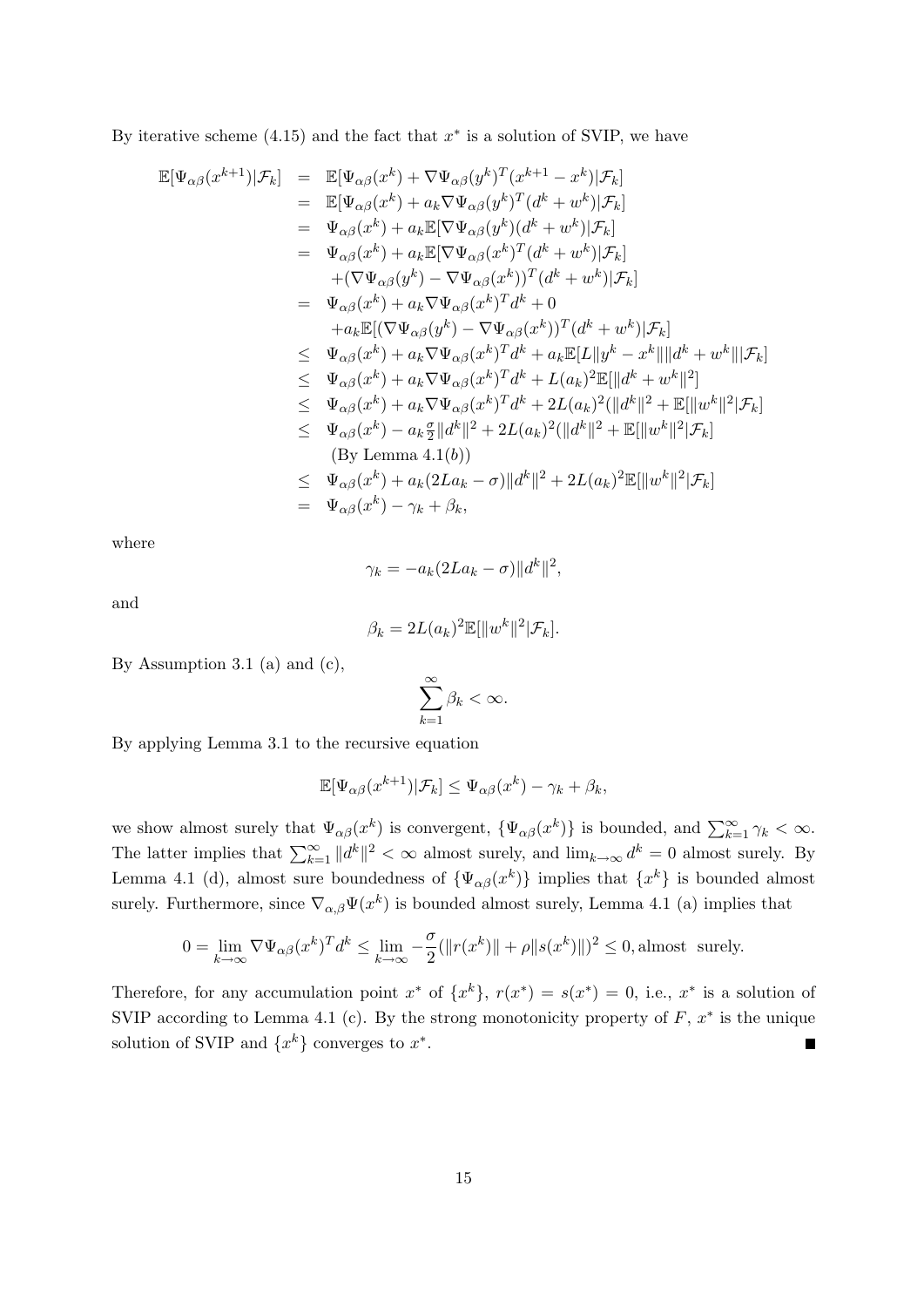By iterative scheme (4.15) and the fact that $x^*$ is a solution of SVIP, we have

$$
\begin{aligned}
\mathbb{E}[\Psi_{\alpha\beta}(x^{k+1})|\mathcal{F}_k] &= \mathbb{E}[\Psi_{\alpha\beta}(x^k) + \nabla\Psi_{\alpha\beta}(y^k)^T(x^{k+1} - x^k)|\mathcal{F}_k] \\
&= \mathbb{E}[\Psi_{\alpha\beta}(x^k) + a_k\nabla\Psi_{\alpha\beta}(y^k)^T(d^k + w^k)|\mathcal{F}_k] \\
&= \Psi_{\alpha\beta}(x^k) + a_k\mathbb{E}[\nabla\Psi_{\alpha\beta}(y^k)(d^k + w^k)|\mathcal{F}_k] \\
&= \Psi_{\alpha\beta}(x^k) + a_k\mathbb{E}[\nabla\Psi_{\alpha\beta}(x^k)^T(d^k + w^k)|\mathcal{F}_k] \\
&\quad + (\nabla\Psi_{\alpha\beta}(y^k) - \nabla\Psi_{\alpha\beta}(x^k))^T(d^k + w^k)|\mathcal{F}_k] \\
&= \Psi_{\alpha\beta}(x^k) + a_k\nabla\Psi_{\alpha\beta}(x^k)^T d^k + 0 \\
&\quad + a_k\mathbb{E}[(\nabla\Psi_{\alpha\beta}(y^k) - \nabla\Psi_{\alpha\beta}(x^k))^T(d^k + w^k)|\mathcal{F}_k] \\
&\leq \Psi_{\alpha\beta}(x^k) + a_k\nabla\Psi_{\alpha\beta}(x^k)^T d^k + a_k\mathbb{E}[L\|y^k - x^k\|\|d^k + w^k\||\mathcal{F}_k] \\
&\leq \Psi_{\alpha\beta}(x^k) + a_k\nabla\Psi_{\alpha\beta}(x^k)^T d^k + L(a_k)^2\mathbb{E}[\|d^k + w^k\|^2] \\
&\leq \Psi_{\alpha\beta}(x^k) + a_k\nabla\Psi_{\alpha\beta}(x^k)^T d^k + 2L(a_k)^2(\|d^k\|^2 + \mathbb{E}[\|w^k\|^2|\mathcal{F}_k] \\
&\leq \Psi_{\alpha\beta}(x^k) - a_k\tfrac{\sigma}{2}\|d^k\|^2 + 2L(a_k)^2(\|d^k\|^2 + \mathbb{E}[\|w^k\|^2|\mathcal{F}_k] \\
&\quad \text{(By Lemma 4.1}(b)) \\
&\leq \Psi_{\alpha\beta}(x^k) + a_k(2La_k - \sigma)\|d^k\|^2 + 2L(a_k)^2\mathbb{E}[\|w^k\|^2|\mathcal{F}_k] \\
&= \Psi_{\alpha\beta}(x^k) - \gamma_k + \beta_k,
\end{aligned}
$$

where

$$\gamma_k = -a_k(2La_k - \sigma)\|d^k\|^2,$$

and

$$\beta_k = 2L(a_k)^2\mathbb{E}[\|w^k\|^2|\mathcal{F}_k].$$

By Assumption 3.1 (a) and (c),

$$\sum_{k=1}^{\infty} \beta_k < \infty.$$

By applying Lemma 3.1 to the recursive equation

$$\mathbb{E}[\Psi_{\alpha\beta}(x^{k+1})|\mathcal{F}_k] \leq \Psi_{\alpha\beta}(x^k) - \gamma_k + \beta_k,$$

we show almost surely that $\Psi_{\alpha\beta}(x^k)$ is convergent, $\{\Psi_{\alpha\beta}(x^k)\}$ is bounded, and $\sum_{k=1}^{\infty}\gamma_k < \infty$. The latter implies that $\sum_{k=1}^{\infty}\|d^k\|^2 < \infty$ almost surely, and $\lim_{k\to\infty} d^k = 0$ almost surely. By Lemma 4.1 (d), almost sure boundedness of $\{\Psi_{\alpha\beta}(x^k)\}$ implies that $\{x^k\}$ is bounded almost surely. Furthermore, since $\nabla_{\alpha,\beta}\Psi(x^k)$ is bounded almost surely, Lemma 4.1 (a) implies that

$$0 = \lim_{k\to\infty} \nabla\Psi_{\alpha\beta}(x^k)^T d^k \leq \lim_{k\to\infty} -\frac{\sigma}{2}(\|r(x^k)\| + \rho\|s(x^k)\|)^2 \leq 0, \text{almost surely.}$$

Therefore, for any accumulation point $x^*$ of $\{x^k\}$, $r(x^*) = s(x^*) = 0$, i.e., $x^*$ is a solution of SVIP according to Lemma 4.1 (c). By the strong monotonicity property of $F$, $x^*$ is the unique solution of SVIP and $\{x^k\}$ converges to $x^*$. ∎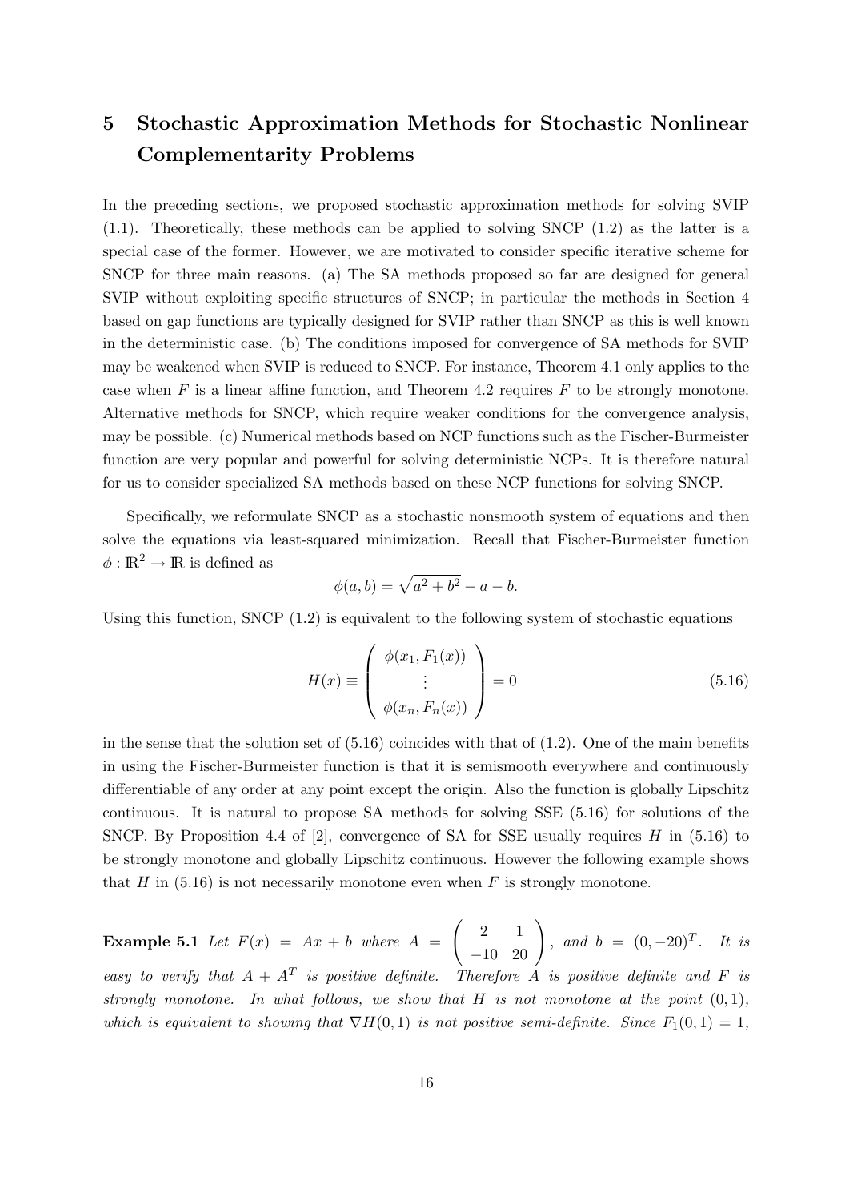# 5 Stochastic Approximation Methods for Stochastic Nonlinear Complementarity Problems

In the preceding sections, we proposed stochastic approximation methods for solving SVIP (1.1). Theoretically, these methods can be applied to solving SNCP (1.2) as the latter is a special case of the former. However, we are motivated to consider specific iterative scheme for SNCP for three main reasons. (a) The SA methods proposed so far are designed for general SVIP without exploiting specific structures of SNCP; in particular the methods in Section 4 based on gap functions are typically designed for SVIP rather than SNCP as this is well known in the deterministic case. (b) The conditions imposed for convergence of SA methods for SVIP may be weakened when SVIP is reduced to SNCP. For instance, Theorem 4.1 only applies to the case when $F$ is a linear affine function, and Theorem 4.2 requires $F$ to be strongly monotone. Alternative methods for SNCP, which require weaker conditions for the convergence analysis, may be possible. (c) Numerical methods based on NCP functions such as the Fischer-Burmeister function are very popular and powerful for solving deterministic NCPs. It is therefore natural for us to consider specialized SA methods based on these NCP functions for solving SNCP.

Specifically, we reformulate SNCP as a stochastic nonsmooth system of equations and then solve the equations via least-squared minimization. Recall that Fischer-Burmeister function $\phi : \mathbb{R}^2 \to \mathbb{R}$ is defined as

$$\phi(a, b) = \sqrt{a^2 + b^2} - a - b.$$

Using this function, SNCP (1.2) is equivalent to the following system of stochastic equations

$$H(x) \equiv \begin{pmatrix} \phi(x_1, F_1(x)) \\ \vdots \\ \phi(x_n, F_n(x)) \end{pmatrix} = 0 \tag{5.16}$$

in the sense that the solution set of (5.16) coincides with that of (1.2). One of the main benefits in using the Fischer-Burmeister function is that it is semismooth everywhere and continuously differentiable of any order at any point except the origin. Also the function is globally Lipschitz continuous. It is natural to propose SA methods for solving SSE (5.16) for solutions of the SNCP. By Proposition 4.4 of [2], convergence of SA for SSE usually requires $H$ in (5.16) to be strongly monotone and globally Lipschitz continuous. However the following example shows that $H$ in (5.16) is not necessarily monotone even when $F$ is strongly monotone.

**Example 5.1** *Let $F(x) = Ax + b$ where $A = \begin{pmatrix} 2 & 1 \\ -10 & 20 \end{pmatrix}$, and $b = (0, -20)^T$. It is easy to verify that $A + A^T$ is positive definite. Therefore $A$ is positive definite and $F$ is strongly monotone. In what follows, we show that $H$ is not monotone at the point $(0, 1)$, which is equivalent to showing that $\nabla H(0, 1)$ is not positive semi-definite. Since $F_1(0, 1) = 1$,*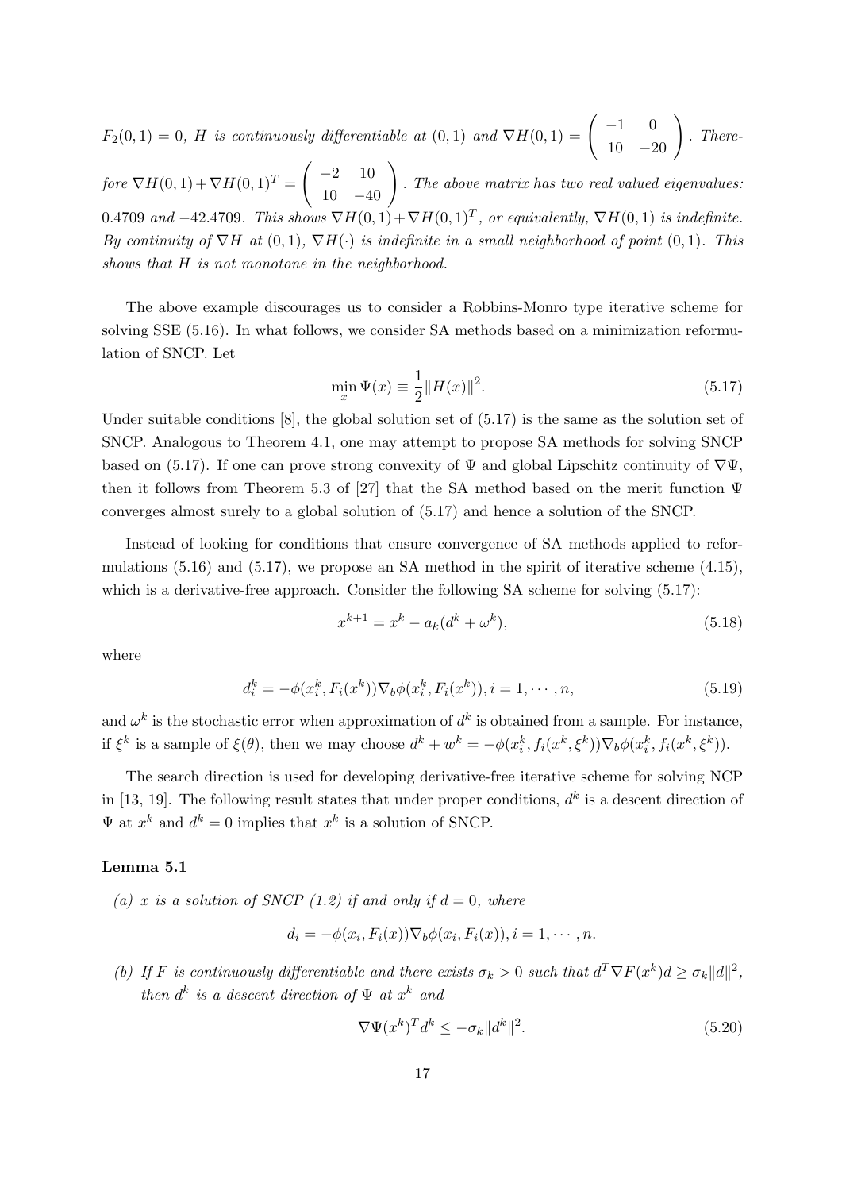*$F_2(0,1) = 0$, $H$ is continuously differentiable at $(0,1)$ and $\nabla H(0,1) = \begin{pmatrix} -1 & 0 \\ 10 & -20 \end{pmatrix}$. Therefore $\nabla H(0,1) + \nabla H(0,1)^T = \begin{pmatrix} -2 & 10 \\ 10 & -40 \end{pmatrix}$. The above matrix has two real valued eigenvalues: $0.4709$ and $-42.4709$. This shows $\nabla H(0,1) + \nabla H(0,1)^T$, or equivalently, $\nabla H(0,1)$ is indefinite. By continuity of $\nabla H$ at $(0,1)$, $\nabla H(\cdot)$ is indefinite in a small neighborhood of point $(0,1)$. This shows that $H$ is not monotone in the neighborhood.*

The above example discourages us to consider a Robbins-Monro type iterative scheme for solving SSE (5.16). In what follows, we consider SA methods based on a minimization reformulation of SNCP. Let

$$\min_x \Psi(x) \equiv \frac{1}{2}\|H(x)\|^2. \tag{5.17}$$

Under suitable conditions [8], the global solution set of (5.17) is the same as the solution set of SNCP. Analogous to Theorem 4.1, one may attempt to propose SA methods for solving SNCP based on (5.17). If one can prove strong convexity of $\Psi$ and global Lipschitz continuity of $\nabla\Psi$, then it follows from Theorem 5.3 of [27] that the SA method based on the merit function $\Psi$ converges almost surely to a global solution of (5.17) and hence a solution of the SNCP.

Instead of looking for conditions that ensure convergence of SA methods applied to reformulations (5.16) and (5.17), we propose an SA method in the spirit of iterative scheme (4.15), which is a derivative-free approach. Consider the following SA scheme for solving (5.17):

$$x^{k+1} = x^k - a_k(d^k + \omega^k), \tag{5.18}$$

where

$$d_i^k = -\phi(x_i^k, F_i(x^k))\nabla_b\phi(x_i^k, F_i(x^k)), i = 1, \cdots, n, \tag{5.19}$$

and $\omega^k$ is the stochastic error when approximation of $d^k$ is obtained from a sample. For instance, if $\xi^k$ is a sample of $\xi(\theta)$, then we may choose $d^k + w^k = -\phi(x_i^k, f_i(x^k, \xi^k))\nabla_b\phi(x_i^k, f_i(x^k, \xi^k))$.

The search direction is used for developing derivative-free iterative scheme for solving NCP in [13, 19]. The following result states that under proper conditions, $d^k$ is a descent direction of $\Psi$ at $x^k$ and $d^k = 0$ implies that $x^k$ is a solution of SNCP.

**Lemma 5.1**

*(a) $x$ is a solution of SNCP (1.2) if and only if $d = 0$, where*

$$d_i = -\phi(x_i, F_i(x))\nabla_b\phi(x_i, F_i(x)), i = 1, \cdots, n.$$

*(b) If $F$ is continuously differentiable and there exists $\sigma_k > 0$ such that $d^T\nabla F(x^k)d \geq \sigma_k\|d\|^2$, then $d^k$ is a descent direction of $\Psi$ at $x^k$ and*

$$\nabla\Psi(x^k)^T d^k \leq -\sigma_k\|d^k\|^2. \tag{5.20}$$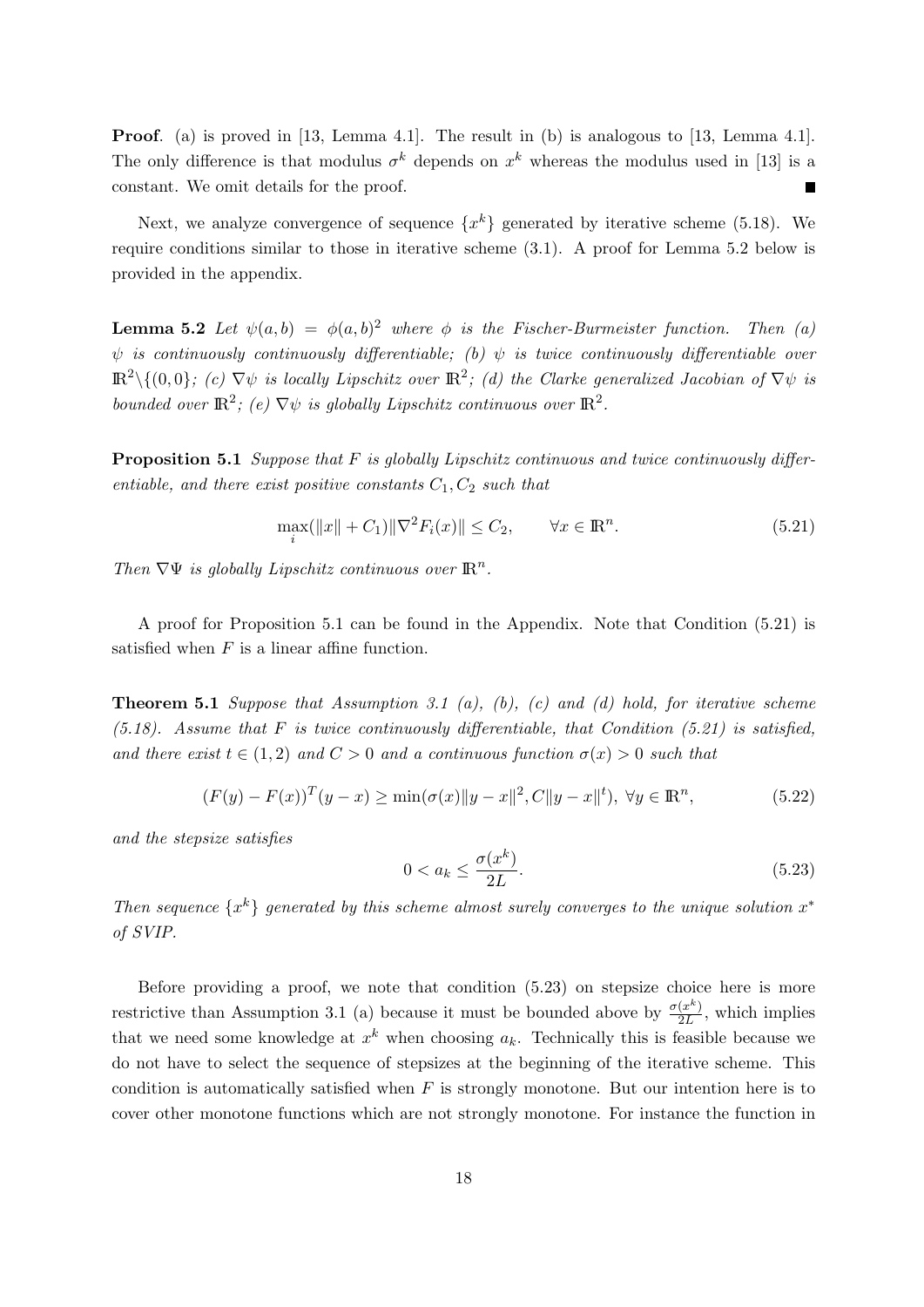**Proof**. (a) is proved in [13, Lemma 4.1]. The result in (b) is analogous to [13, Lemma 4.1]. The only difference is that modulus $\sigma^k$ depends on $x^k$ whereas the modulus used in [13] is a constant. We omit details for the proof. ■

Next, we analyze convergence of sequence $\{x^k\}$ generated by iterative scheme (5.18). We require conditions similar to those in iterative scheme (3.1). A proof for Lemma 5.2 below is provided in the appendix.

**Lemma 5.2** *Let $\psi(a, b) = \phi(a, b)^2$ where $\phi$ is the Fischer-Burmeister function. Then (a) $\psi$ is continuously continuously differentiable; (b) $\psi$ is twice continuously differentiable over $\mathbb{R}^2\backslash\{(0, 0\}$; (c) $\nabla\psi$ is locally Lipschitz over $\mathbb{R}^2$; (d) the Clarke generalized Jacobian of $\nabla\psi$ is bounded over $\mathbb{R}^2$; (e) $\nabla\psi$ is globally Lipschitz continuous over $\mathbb{R}^2$.*

**Proposition 5.1** *Suppose that $F$ is globally Lipschitz continuous and twice continuously differentiable, and there exist positive constants $C_1, C_2$ such that*

$$\max_i (\|x\| + C_1)\|\nabla^2 F_i(x)\| \leq C_2, \qquad \forall x \in \mathbb{R}^n. \tag{5.21}$$

*Then $\nabla\Psi$ is globally Lipschitz continuous over $\mathbb{R}^n$.*

A proof for Proposition 5.1 can be found in the Appendix. Note that Condition (5.21) is satisfied when $F$ is a linear affine function.

**Theorem 5.1** *Suppose that Assumption 3.1 (a), (b), (c) and (d) hold, for iterative scheme (5.18). Assume that $F$ is twice continuously differentiable, that Condition (5.21) is satisfied, and there exist $t \in (1, 2)$ and $C > 0$ and a continuous function $\sigma(x) > 0$ such that*

$$(F(y) - F(x))^T(y - x) \geq \min(\sigma(x)\|y - x\|^2, C\|y - x\|^t), \ \forall y \in \mathbb{R}^n, \tag{5.22}$$

*and the stepsize satisfies*

$$0 < a_k \leq \frac{\sigma(x^k)}{2L}. \tag{5.23}$$

*Then sequence $\{x^k\}$ generated by this scheme almost surely converges to the unique solution $x^*$ of SVIP.*

Before providing a proof, we note that condition (5.23) on stepsize choice here is more restrictive than Assumption 3.1 (a) because it must be bounded above by $\frac{\sigma(x^k)}{2L}$, which implies that we need some knowledge at $x^k$ when choosing $a_k$. Technically this is feasible because we do not have to select the sequence of stepsizes at the beginning of the iterative scheme. This condition is automatically satisfied when $F$ is strongly monotone. But our intention here is to cover other monotone functions which are not strongly monotone. For instance the function in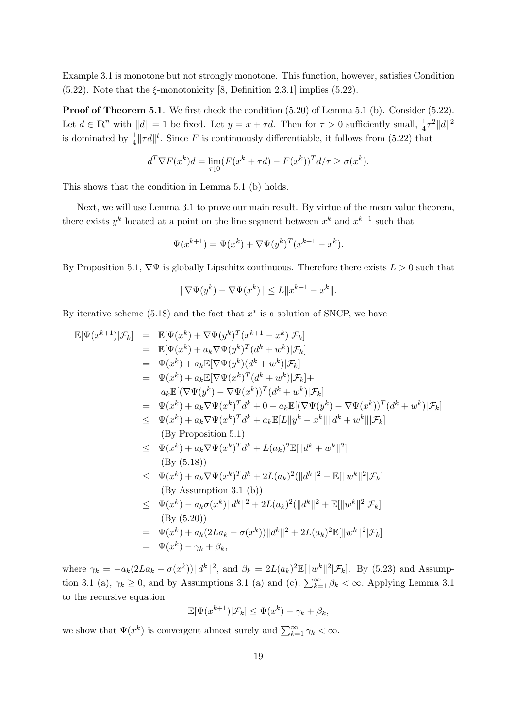Example 3.1 is monotone but not strongly monotone. This function, however, satisfies Condition (5.22). Note that the $\xi$-monotonicity [8, Definition 2.3.1] implies (5.22).

**Proof of Theorem 5.1**. We first check the condition (5.20) of Lemma 5.1 (b). Consider (5.22). Let $d \in \mathbb{R}^n$ with $\|d\| = 1$ be fixed. Let $y = x + \tau d$. Then for $\tau > 0$ sufficiently small, $\frac{1}{4}\tau^2\|d\|^2$ is dominated by $\frac{1}{4}\|\tau d\|^t$. Since $F$ is continuously differentiable, it follows from (5.22) that

$$d^T \nabla F(x^k) d = \lim_{\tau \downarrow 0} (F(x^k + \tau d) - F(x^k))^T d/\tau \geq \sigma(x^k).$$

This shows that the condition in Lemma 5.1 (b) holds.

Next, we will use Lemma 3.1 to prove our main result. By virtue of the mean value theorem, there exists $y^k$ located at a point on the line segment between $x^k$ and $x^{k+1}$ such that

$$\Psi(x^{k+1}) = \Psi(x^k) + \nabla \Psi(y^k)^T (x^{k+1} - x^k).$$

By Proposition 5.1, $\nabla \Psi$ is globally Lipschitz continuous. Therefore there exists $L > 0$ such that

$$\|\nabla \Psi(y^k) - \nabla \Psi(x^k)\| \leq L\|x^{k+1} - x^k\|.$$

By iterative scheme (5.18) and the fact that $x^*$ is a solution of SNCP, we have

$$\begin{aligned}
\mathbb{E}[\Psi(x^{k+1})|\mathcal{F}_k] &= \mathbb{E}[\Psi(x^k) + \nabla \Psi(y^k)^T (x^{k+1} - x^k)|\mathcal{F}_k] \\
&= \mathbb{E}[\Psi(x^k) + a_k \nabla \Psi(y^k)^T (d^k + w^k)|\mathcal{F}_k] \\
&= \Psi(x^k) + a_k \mathbb{E}[\nabla \Psi(y^k)(d^k + w^k)|\mathcal{F}_k] \\
&= \Psi(x^k) + a_k \mathbb{E}[\nabla \Psi(x^k)^T (d^k + w^k)|\mathcal{F}_k] + \\
&\quad\; a_k \mathbb{E}[(\nabla \Psi(y^k) - \nabla \Psi(x^k))^T (d^k + w^k)|\mathcal{F}_k] \\
&= \Psi(x^k) + a_k \nabla \Psi(x^k)^T d^k + 0 + a_k \mathbb{E}[(\nabla \Psi(y^k) - \nabla \Psi(x^k))^T (d^k + w^k)|\mathcal{F}_k] \\
&\leq \Psi(x^k) + a_k \nabla \Psi(x^k)^T d^k + a_k \mathbb{E}[L\|y^k - x^k\|\|d^k + w^k\||\mathcal{F}_k] \\
&\quad\; \text{(By Proposition 5.1)} \\
&\leq \Psi(x^k) + a_k \nabla \Psi(x^k)^T d^k + L(a_k)^2 \mathbb{E}[\|d^k + w^k\|^2] \\
&\quad\; \text{(By (5.18))} \\
&\leq \Psi(x^k) + a_k \nabla \Psi(x^k)^T d^k + 2L(a_k)^2 (\|d^k\|^2 + \mathbb{E}[\|w^k\|^2|\mathcal{F}_k] \\
&\quad\; \text{(By Assumption 3.1 (b))} \\
&\leq \Psi(x^k) - a_k \sigma(x^k)\|d^k\|^2 + 2L(a_k)^2 (\|d^k\|^2 + \mathbb{E}[\|w^k\|^2|\mathcal{F}_k] \\
&\quad\; \text{(By (5.20))} \\
&= \Psi(x^k) + a_k(2La_k - \sigma(x^k))\|d^k\|^2 + 2L(a_k)^2 \mathbb{E}[\|w^k\|^2|\mathcal{F}_k] \\
&= \Psi(x^k) - \gamma_k + \beta_k,
\end{aligned}$$

where $\gamma_k = -a_k(2La_k - \sigma(x^k))\|d^k\|^2$, and $\beta_k = 2L(a_k)^2 \mathbb{E}[\|w^k\|^2|\mathcal{F}_k]$. By (5.23) and Assumption 3.1 (a), $\gamma_k \geq 0$, and by Assumptions 3.1 (a) and (c), $\sum_{k=1}^\infty \beta_k < \infty$. Applying Lemma 3.1 to the recursive equation

$$\mathbb{E}[\Psi(x^{k+1})|\mathcal{F}_k] \leq \Psi(x^k) - \gamma_k + \beta_k,$$

we show that $\Psi(x^k)$ is convergent almost surely and $\sum_{k=1}^\infty \gamma_k < \infty$.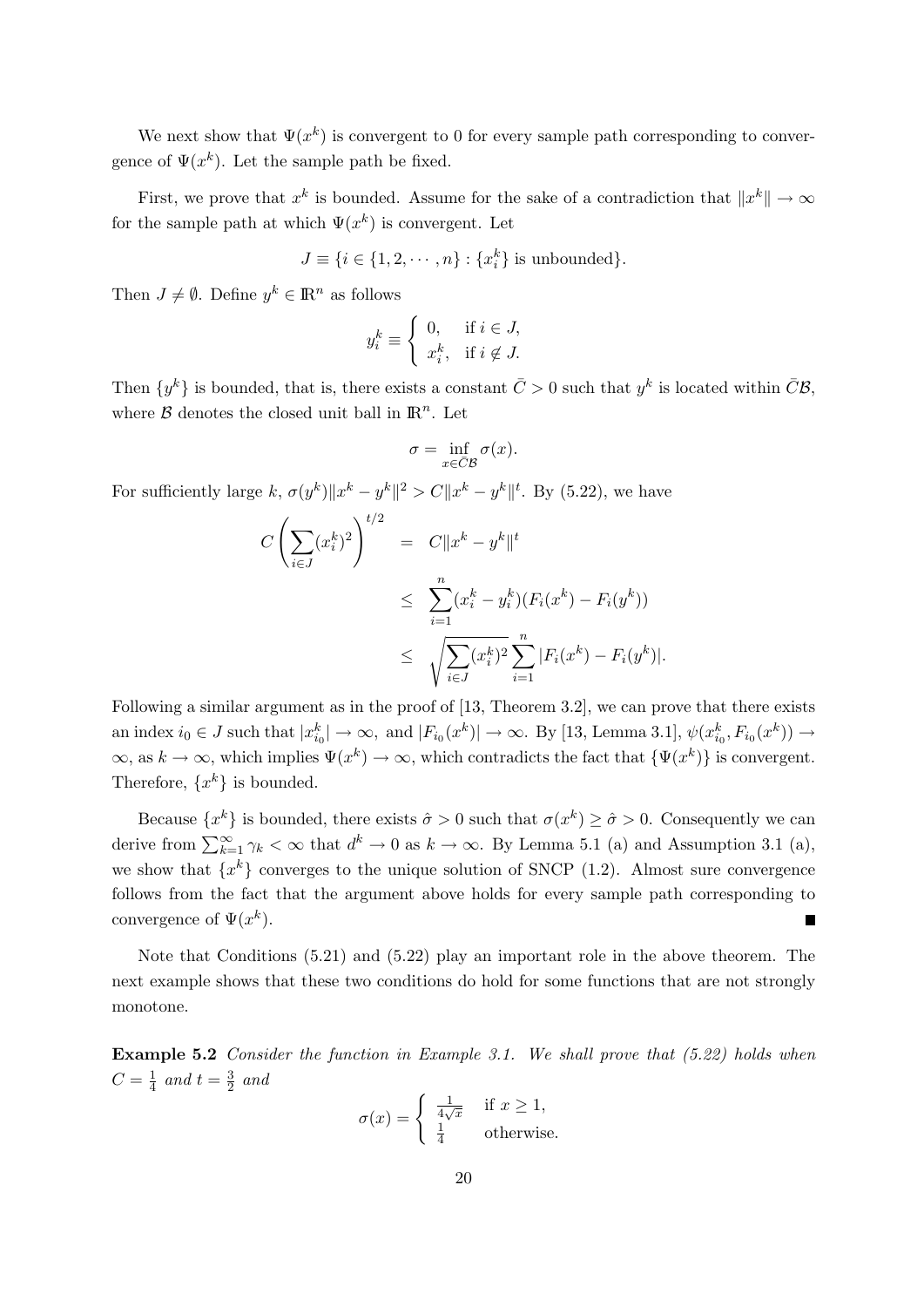We next show that $\Psi(x^k)$ is convergent to 0 for every sample path corresponding to convergence of $\Psi(x^k)$. Let the sample path be fixed.

First, we prove that $x^k$ is bounded. Assume for the sake of a contradiction that $\|x^k\| \to \infty$ for the sample path at which $\Psi(x^k)$ is convergent. Let

$$J \equiv \{i \in \{1, 2, \cdots, n\} : \{x_i^k\} \text{ is unbounded}\}.$$

Then $J \neq \emptyset$. Define $y^k \in \mathbb{R}^n$ as follows

$$y_i^k \equiv \begin{cases} 0, & \text{if } i \in J, \\ x_i^k, & \text{if } i \notin J. \end{cases}$$

Then $\{y^k\}$ is bounded, that is, there exists a constant $\bar{C} > 0$ such that $y^k$ is located within $\bar{C}\mathcal{B}$, where $\mathcal{B}$ denotes the closed unit ball in $\mathbb{R}^n$. Let

$$\sigma = \inf_{x \in \bar{C}\mathcal{B}} \sigma(x).$$

For sufficiently large $k$, $\sigma(y^k)\|x^k - y^k\|^2 > C\|x^k - y^k\|^t$. By (5.22), we have

$$\begin{aligned} C\left(\sum_{i \in J}(x_i^k)^2\right)^{t/2} &= C\|x^k - y^k\|^t \\ &\leq \sum_{i=1}^n (x_i^k - y_i^k)(F_i(x^k) - F_i(y^k)) \\ &\leq \sqrt{\sum_{i \in J}(x_i^k)^2} \sum_{i=1}^n |F_i(x^k) - F_i(y^k)|. \end{aligned}$$

Following a similar argument as in the proof of [13, Theorem 3.2], we can prove that there exists an index $i_0 \in J$ such that $|x_{i_0}^k| \to \infty$, and $|F_{i_0}(x^k)| \to \infty$. By [13, Lemma 3.1], $\psi(x_{i_0}^k, F_{i_0}(x^k)) \to \infty$, as $k \to \infty$, which implies $\Psi(x^k) \to \infty$, which contradicts the fact that $\{\Psi(x^k)\}$ is convergent. Therefore, $\{x^k\}$ is bounded.

Because $\{x^k\}$ is bounded, there exists $\hat{\sigma} > 0$ such that $\sigma(x^k) \geq \hat{\sigma} > 0$. Consequently we can derive from $\sum_{k=1}^\infty \gamma_k < \infty$ that $d^k \to 0$ as $k \to \infty$. By Lemma 5.1 (a) and Assumption 3.1 (a), we show that $\{x^k\}$ converges to the unique solution of SNCP (1.2). Almost sure convergence follows from the fact that the argument above holds for every sample path corresponding to convergence of $\Psi(x^k)$. ∎

Note that Conditions (5.21) and (5.22) play an important role in the above theorem. The next example shows that these two conditions do hold for some functions that are not strongly monotone.

**Example 5.2** *Consider the function in Example 3.1. We shall prove that (5.22) holds when* $C = \frac{1}{4}$ *and* $t = \frac{3}{2}$ *and*

$$\sigma(x) = \begin{cases} \frac{1}{4\sqrt{x}} & \text{if } x \geq 1, \\ \frac{1}{4} & \text{otherwise.} \end{cases}$$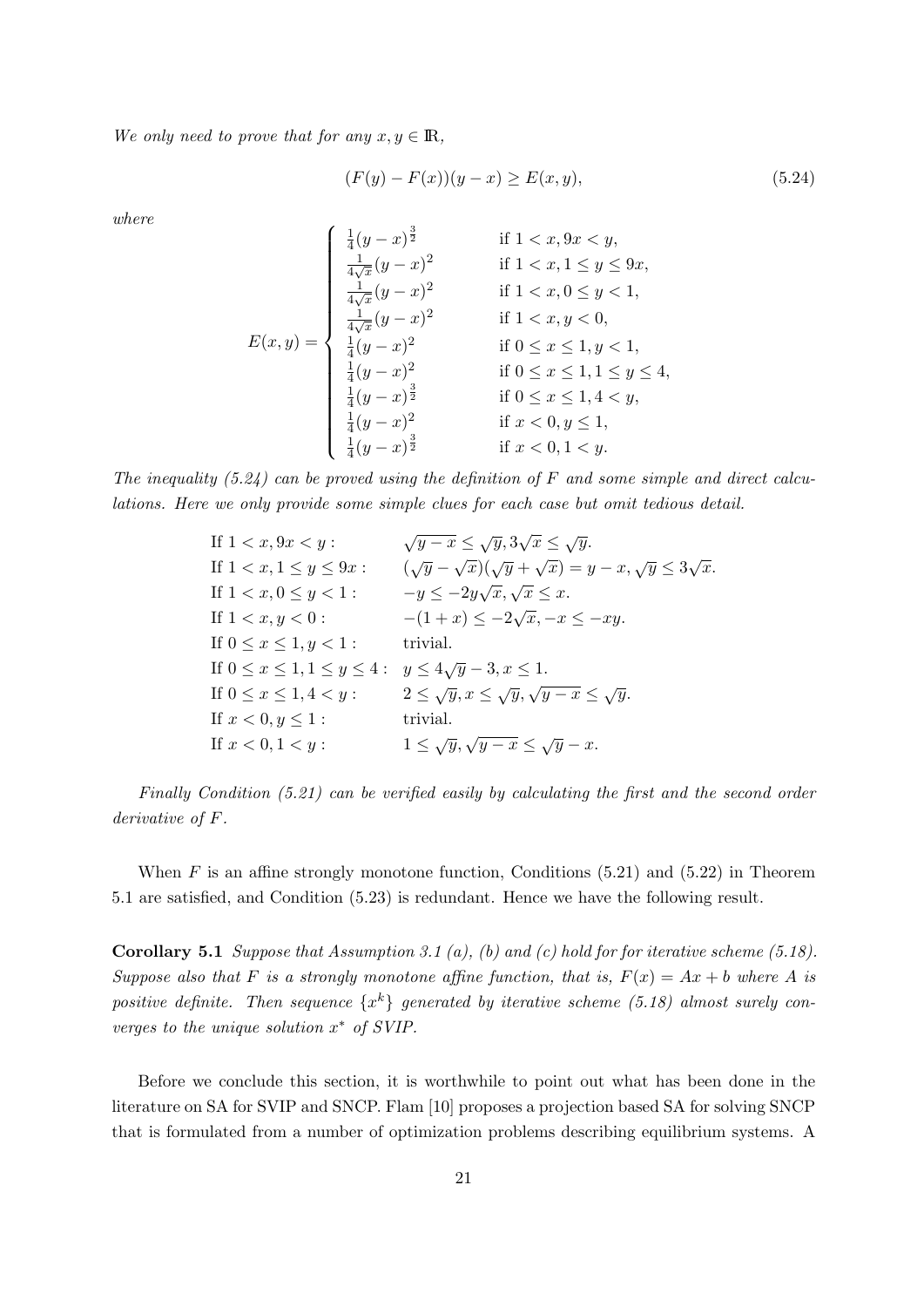*We only need to prove that for any $x, y \in \mathbb{R}$,*

$$(F(y) - F(x))(y - x) \geq E(x, y), \tag{5.24}$$

*where*

$$E(x,y) = \begin{cases} \frac{1}{4}(y-x)^{\frac{3}{2}} & \text{if } 1 < x, 9x < y, \\ \frac{1}{4\sqrt{x}}(y-x)^2 & \text{if } 1 < x, 1 \leq y \leq 9x, \\ \frac{1}{4\sqrt{x}}(y-x)^2 & \text{if } 1 < x, 0 \leq y < 1, \\ \frac{1}{4\sqrt{x}}(y-x)^2 & \text{if } 1 < x, y < 0, \\ \frac{1}{4}(y-x)^2 & \text{if } 0 \leq x \leq 1, y < 1, \\ \frac{1}{4}(y-x)^2 & \text{if } 0 \leq x \leq 1, 1 \leq y \leq 4, \\ \frac{1}{4}(y-x)^{\frac{3}{2}} & \text{if } 0 \leq x \leq 1, 4 < y, \\ \frac{1}{4}(y-x)^2 & \text{if } x < 0, y \leq 1, \\ \frac{1}{4}(y-x)^{\frac{3}{2}} & \text{if } x < 0, 1 < y. \end{cases}$$

*The inequality (5.24) can be proved using the definition of $F$ and some simple and direct calculations. Here we only provide some simple clues for each case but omit tedious detail.*

$$\begin{array}{ll} \text{If } 1 < x, 9x < y: & \sqrt{y-x} \leq \sqrt{y}, 3\sqrt{x} \leq \sqrt{y}. \\ \text{If } 1 < x, 1 \leq y \leq 9x: & (\sqrt{y} - \sqrt{x})(\sqrt{y} + \sqrt{x}) = y - x, \sqrt{y} \leq 3\sqrt{x}. \\ \text{If } 1 < x, 0 \leq y < 1: & -y \leq -2y\sqrt{x}, \sqrt{x} \leq x. \\ \text{If } 1 < x, y < 0: & -(1+x) \leq -2\sqrt{x}, -x \leq -xy. \\ \text{If } 0 \leq x \leq 1, y < 1: & \text{trivial.} \\ \text{If } 0 \leq x \leq 1, 1 \leq y \leq 4: & y \leq 4\sqrt{y} - 3, x \leq 1. \\ \text{If } 0 \leq x \leq 1, 4 < y: & 2 \leq \sqrt{y}, x \leq \sqrt{y}, \sqrt{y-x} \leq \sqrt{y}. \\ \text{If } x < 0, y \leq 1: & \text{trivial.} \\ \text{If } x < 0, 1 < y: & 1 \leq \sqrt{y}, \sqrt{y-x} \leq \sqrt{y} - x. \end{array}$$

*Finally Condition (5.21) can be verified easily by calculating the first and the second order derivative of $F$.*

When $F$ is an affine strongly monotone function, Conditions (5.21) and (5.22) in Theorem 5.1 are satisfied, and Condition (5.23) is redundant. Hence we have the following result.

**Corollary 5.1** *Suppose that Assumption 3.1 (a), (b) and (c) hold for for iterative scheme (5.18). Suppose also that $F$ is a strongly monotone affine function, that is, $F(x) = Ax + b$ where $A$ is positive definite. Then sequence $\{x^k\}$ generated by iterative scheme (5.18) almost surely converges to the unique solution $x^*$ of SVIP.*

Before we conclude this section, it is worthwhile to point out what has been done in the literature on SA for SVIP and SNCP. Flam [10] proposes a projection based SA for solving SNCP that is formulated from a number of optimization problems describing equilibrium systems. A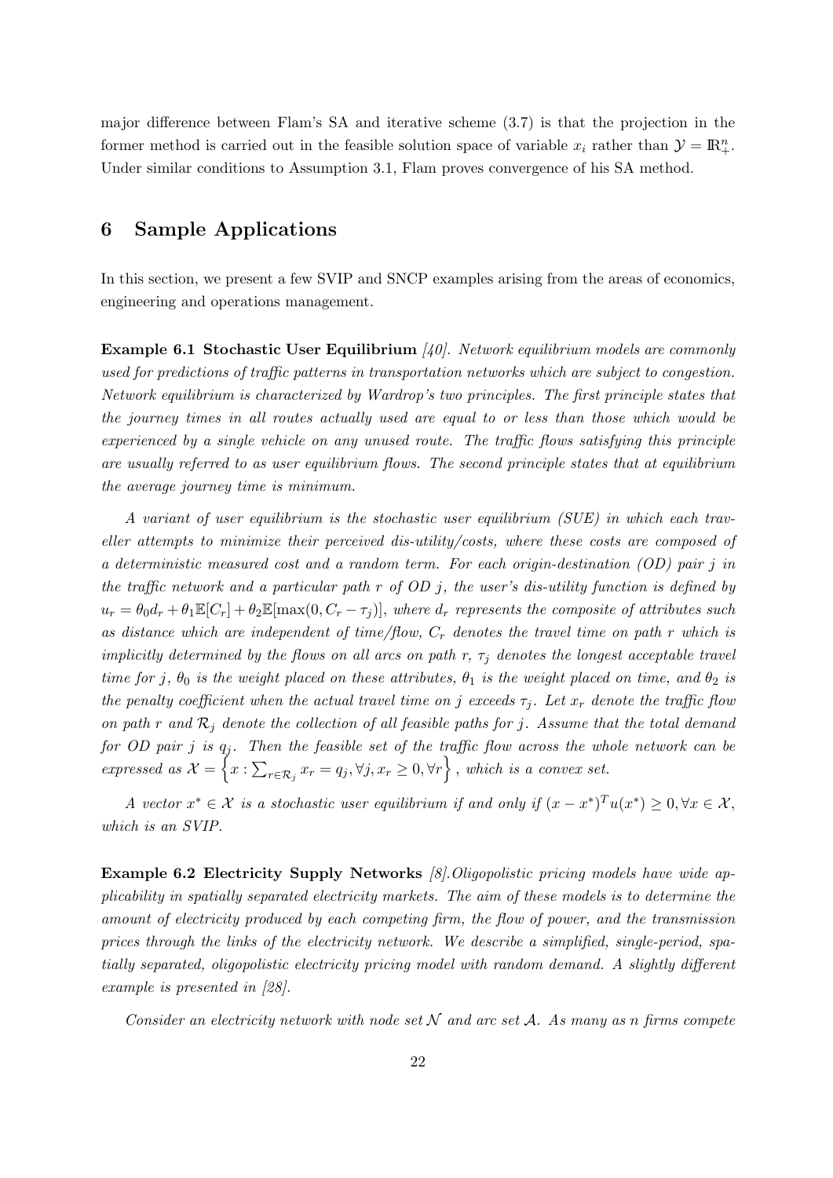major difference between Flam's SA and iterative scheme (3.7) is that the projection in the former method is carried out in the feasible solution space of variable $x_i$ rather than $\mathcal{Y} = \mathbb{R}^n_+$. Under similar conditions to Assumption 3.1, Flam proves convergence of his SA method.

# 6 Sample Applications

In this section, we present a few SVIP and SNCP examples arising from the areas of economics, engineering and operations management.

**Example 6.1 Stochastic User Equilibrium** *[40]. Network equilibrium models are commonly used for predictions of traffic patterns in transportation networks which are subject to congestion. Network equilibrium is characterized by Wardrop's two principles. The first principle states that the journey times in all routes actually used are equal to or less than those which would be experienced by a single vehicle on any unused route. The traffic flows satisfying this principle are usually referred to as user equilibrium flows. The second principle states that at equilibrium the average journey time is minimum.*

*A variant of user equilibrium is the stochastic user equilibrium (SUE) in which each traveller attempts to minimize their perceived dis-utility/costs, where these costs are composed of a deterministic measured cost and a random term. For each origin-destination (OD) pair $j$ in the traffic network and a particular path $r$ of OD $j$, the user's dis-utility function is defined by $u_r = \theta_0 d_r + \theta_1 \mathbb{E}[C_r] + \theta_2 \mathbb{E}[\max(0, C_r - \tau_j)]$, where $d_r$ represents the composite of attributes such as distance which are independent of time/flow, $C_r$ denotes the travel time on path $r$ which is implicitly determined by the flows on all arcs on path $r$, $\tau_j$ denotes the longest acceptable travel time for $j$, $\theta_0$ is the weight placed on these attributes, $\theta_1$ is the weight placed on time, and $\theta_2$ is the penalty coefficient when the actual travel time on $j$ exceeds $\tau_j$. Let $x_r$ denote the traffic flow on path $r$ and $\mathcal{R}_j$ denote the collection of all feasible paths for $j$. Assume that the total demand for OD pair $j$ is $q_j$. Then the feasible set of the traffic flow across the whole network can be expressed as $\mathcal{X} = \left\{ x : \sum_{r \in \mathcal{R}_j} x_r = q_j, \forall j, x_r \geq 0, \forall r \right\}$, which is a convex set.*

*A vector $x^* \in \mathcal{X}$ is a stochastic user equilibrium if and only if $(x - x^*)^T u(x^*) \geq 0, \forall x \in \mathcal{X}$, which is an SVIP.*

**Example 6.2 Electricity Supply Networks** *[8].Oligopolistic pricing models have wide applicability in spatially separated electricity markets. The aim of these models is to determine the amount of electricity produced by each competing firm, the flow of power, and the transmission prices through the links of the electricity network. We describe a simplified, single-period, spatially separated, oligopolistic electricity pricing model with random demand. A slightly different example is presented in [28].*

*Consider an electricity network with node set $\mathcal{N}$ and arc set $\mathcal{A}$. As many as n firms compete*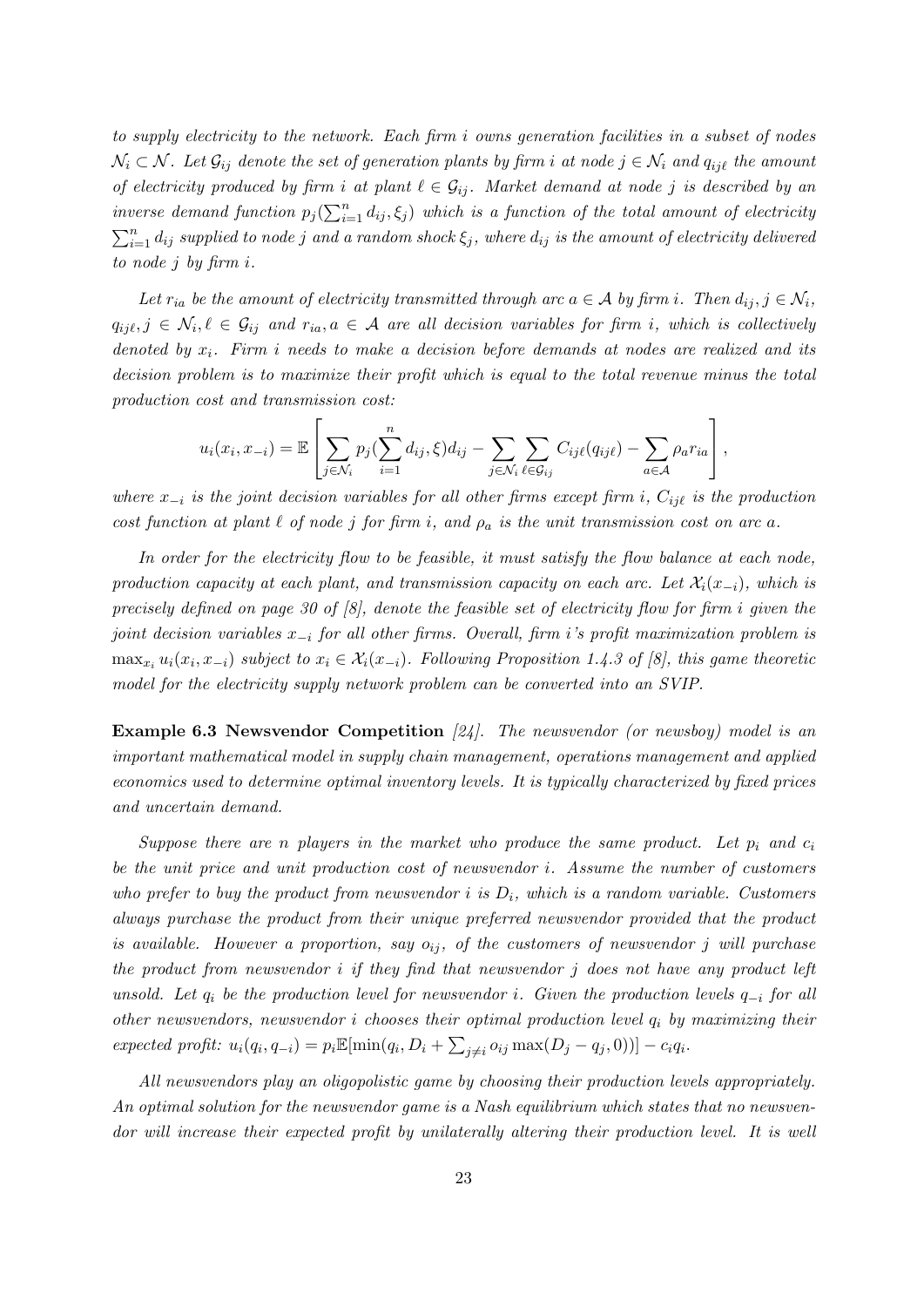*to supply electricity to the network. Each firm $i$ owns generation facilities in a subset of nodes $\mathcal{N}_i \subset \mathcal{N}$. Let $\mathcal{G}_{ij}$ denote the set of generation plants by firm $i$ at node $j \in \mathcal{N}_i$ and $q_{ij\ell}$ the amount of electricity produced by firm $i$ at plant $\ell \in \mathcal{G}_{ij}$. Market demand at node $j$ is described by an inverse demand function $p_j(\sum_{i=1}^n d_{ij}, \xi_j)$ which is a function of the total amount of electricity $\sum_{i=1}^n d_{ij}$ supplied to node $j$ and a random shock $\xi_j$, where $d_{ij}$ is the amount of electricity delivered to node $j$ by firm $i$.*

*Let $r_{ia}$ be the amount of electricity transmitted through arc $a \in \mathcal{A}$ by firm $i$. Then $d_{ij}, j \in \mathcal{N}_i$, $q_{ij\ell}, j \in \mathcal{N}_i, \ell \in \mathcal{G}_{ij}$ and $r_{ia}, a \in \mathcal{A}$ are all decision variables for firm $i$, which is collectively denoted by $x_i$. Firm $i$ needs to make a decision before demands at nodes are realized and its decision problem is to maximize their profit which is equal to the total revenue minus the total production cost and transmission cost:*

$$u_i(x_i, x_{-i}) = \mathbb{E}\left[\sum_{j \in \mathcal{N}_i} p_j(\sum_{i=1}^n d_{ij}, \xi) d_{ij} - \sum_{j \in \mathcal{N}_i} \sum_{\ell \in \mathcal{G}_{ij}} C_{ij\ell}(q_{ij\ell}) - \sum_{a \in \mathcal{A}} \rho_a r_{ia}\right],$$

*where $x_{-i}$ is the joint decision variables for all other firms except firm $i$, $C_{ij\ell}$ is the production cost function at plant $\ell$ of node $j$ for firm $i$, and $\rho_a$ is the unit transmission cost on arc $a$.*

*In order for the electricity flow to be feasible, it must satisfy the flow balance at each node, production capacity at each plant, and transmission capacity on each arc. Let $\mathcal{X}_i(x_{-i})$, which is precisely defined on page 30 of [8], denote the feasible set of electricity flow for firm $i$ given the joint decision variables $x_{-i}$ for all other firms. Overall, firm $i$'s profit maximization problem is $\max_{x_i} u_i(x_i, x_{-i})$ subject to $x_i \in \mathcal{X}_i(x_{-i})$. Following Proposition 1.4.3 of [8], this game theoretic model for the electricity supply network problem can be converted into an SVIP.*

**Example 6.3 Newsvendor Competition** *[24]. The newsvendor (or newsboy) model is an important mathematical model in supply chain management, operations management and applied economics used to determine optimal inventory levels. It is typically characterized by fixed prices and uncertain demand.*

*Suppose there are $n$ players in the market who produce the same product. Let $p_i$ and $c_i$ be the unit price and unit production cost of newsvendor $i$. Assume the number of customers who prefer to buy the product from newsvendor $i$ is $D_i$, which is a random variable. Customers always purchase the product from their unique preferred newsvendor provided that the product is available. However a proportion, say $o_{ij}$, of the customers of newsvendor $j$ will purchase the product from newsvendor $i$ if they find that newsvendor $j$ does not have any product left unsold. Let $q_i$ be the production level for newsvendor $i$. Given the production levels $q_{-i}$ for all other newsvendors, newsvendor $i$ chooses their optimal production level $q_i$ by maximizing their expected profit: $u_i(q_i, q_{-i}) = p_i \mathbb{E}[\min(q_i, D_i + \sum_{j \neq i} o_{ij} \max(D_j - q_j, 0))] - c_i q_i$.*

*All newsvendors play an oligopolistic game by choosing their production levels appropriately. An optimal solution for the newsvendor game is a Nash equilibrium which states that no newsvendor will increase their expected profit by unilaterally altering their production level. It is well*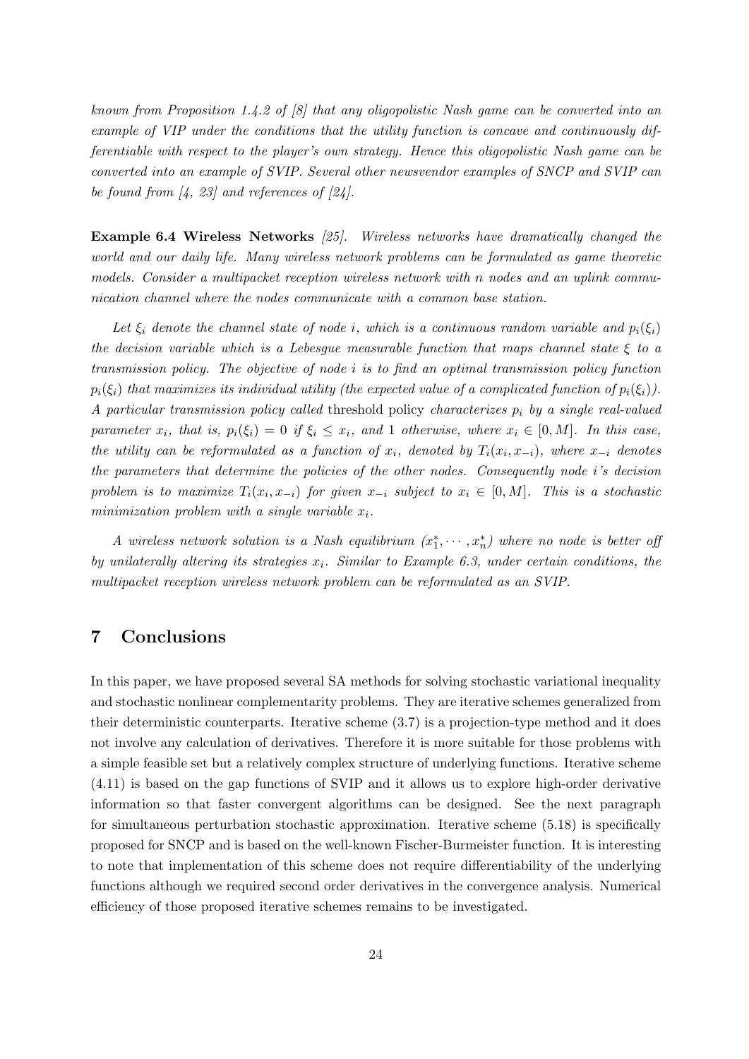*known from Proposition 1.4.2 of [8] that any oligopolistic Nash game can be converted into an example of VIP under the conditions that the utility function is concave and continuously differentiable with respect to the player's own strategy. Hence this oligopolistic Nash game can be converted into an example of SVIP. Several other newsvendor examples of SNCP and SVIP can be found from [4, 23] and references of [24].*

**Example 6.4 Wireless Networks** *[25]. Wireless networks have dramatically changed the world and our daily life. Many wireless network problems can be formulated as game theoretic models. Consider a multipacket reception wireless network with n nodes and an uplink communication channel where the nodes communicate with a common base station.*

*Let $\xi_i$ denote the channel state of node $i$, which is a continuous random variable and $p_i(\xi_i)$ the decision variable which is a Lebesgue measurable function that maps channel state $\xi$ to a transmission policy. The objective of node $i$ is to find an optimal transmission policy function $p_i(\xi_i)$ that maximizes its individual utility (the expected value of a complicated function of $p_i(\xi_i)$). A particular transmission policy called* threshold policy *characterizes $p_i$ by a single real-valued parameter $x_i$, that is, $p_i(\xi_i) = 0$ if $\xi_i \leq x_i$, and 1 otherwise, where $x_i \in [0, M]$. In this case, the utility can be reformulated as a function of $x_i$, denoted by $T_i(x_i, x_{-i})$, where $x_{-i}$ denotes the parameters that determine the policies of the other nodes. Consequently node i's decision problem is to maximize $T_i(x_i, x_{-i})$ for given $x_{-i}$ subject to $x_i \in [0, M]$. This is a stochastic minimization problem with a single variable $x_i$.*

*A wireless network solution is a Nash equilibrium $(x_1^*, \cdots, x_n^*)$ where no node is better off by unilaterally altering its strategies $x_i$. Similar to Example 6.3, under certain conditions, the multipacket reception wireless network problem can be reformulated as an SVIP.*

## 7 Conclusions

In this paper, we have proposed several SA methods for solving stochastic variational inequality and stochastic nonlinear complementarity problems. They are iterative schemes generalized from their deterministic counterparts. Iterative scheme (3.7) is a projection-type method and it does not involve any calculation of derivatives. Therefore it is more suitable for those problems with a simple feasible set but a relatively complex structure of underlying functions. Iterative scheme (4.11) is based on the gap functions of SVIP and it allows us to explore high-order derivative information so that faster convergent algorithms can be designed. See the next paragraph for simultaneous perturbation stochastic approximation. Iterative scheme (5.18) is specifically proposed for SNCP and is based on the well-known Fischer-Burmeister function. It is interesting to note that implementation of this scheme does not require differentiability of the underlying functions although we required second order derivatives in the convergence analysis. Numerical efficiency of those proposed iterative schemes remains to be investigated.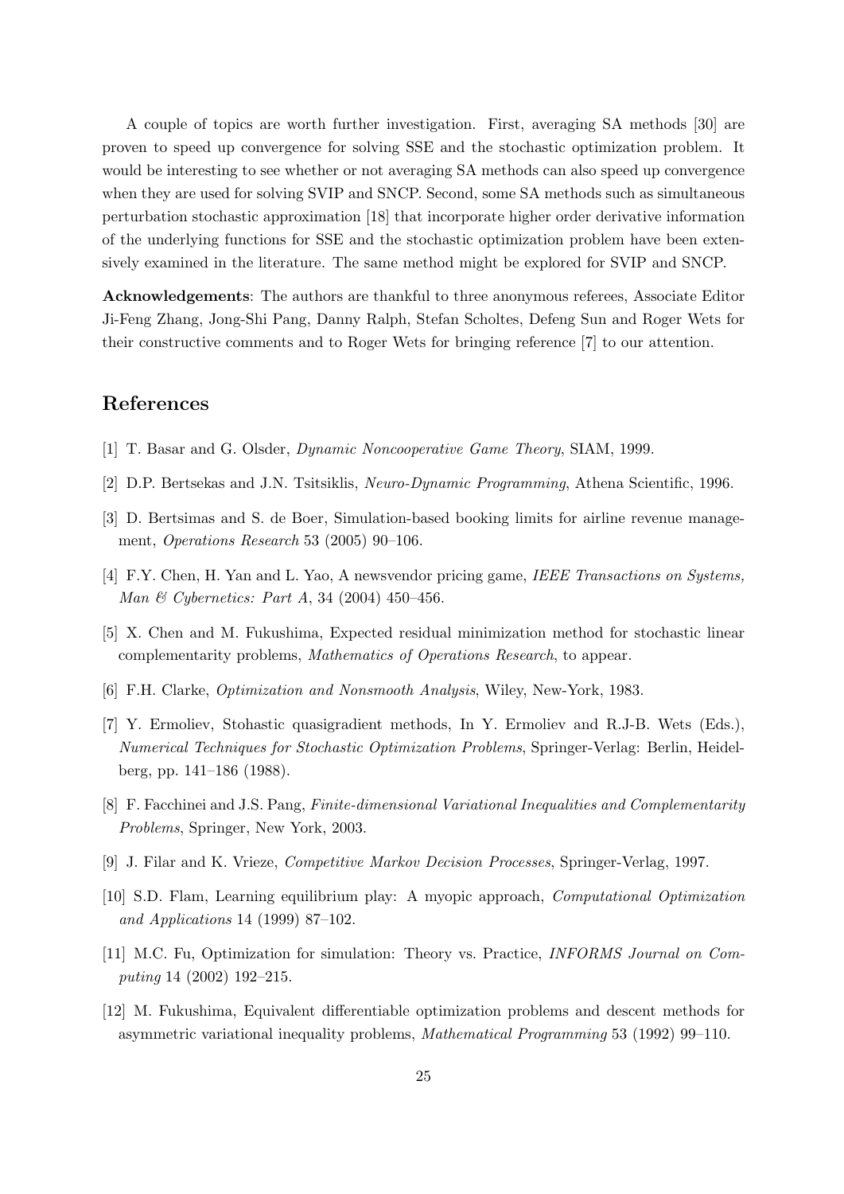A couple of topics are worth further investigation. First, averaging SA methods [30] are proven to speed up convergence for solving SSE and the stochastic optimization problem. It would be interesting to see whether or not averaging SA methods can also speed up convergence when they are used for solving SVIP and SNCP. Second, some SA methods such as simultaneous perturbation stochastic approximation [18] that incorporate higher order derivative information of the underlying functions for SSE and the stochastic optimization problem have been extensively examined in the literature. The same method might be explored for SVIP and SNCP.

**Acknowledgements**: The authors are thankful to three anonymous referees, Associate Editor Ji-Feng Zhang, Jong-Shi Pang, Danny Ralph, Stefan Scholtes, Defeng Sun and Roger Wets for their constructive comments and to Roger Wets for bringing reference [7] to our attention.

# References

[1] T. Basar and G. Olsder, *Dynamic Noncooperative Game Theory*, SIAM, 1999.

[2] D.P. Bertsekas and J.N. Tsitsiklis, *Neuro-Dynamic Programming*, Athena Scientific, 1996.

[3] D. Bertsimas and S. de Boer, Simulation-based booking limits for airline revenue management, *Operations Research* 53 (2005) 90–106.

[4] F.Y. Chen, H. Yan and L. Yao, A newsvendor pricing game, *IEEE Transactions on Systems, Man & Cybernetics: Part A*, 34 (2004) 450–456.

[5] X. Chen and M. Fukushima, Expected residual minimization method for stochastic linear complementarity problems, *Mathematics of Operations Research*, to appear.

[6] F.H. Clarke, *Optimization and Nonsmooth Analysis*, Wiley, New-York, 1983.

[7] Y. Ermoliev, Stohastic quasigradient methods, In Y. Ermoliev and R.J-B. Wets (Eds.), *Numerical Techniques for Stochastic Optimization Problems*, Springer-Verlag: Berlin, Heidelberg, pp. 141–186 (1988).

[8] F. Facchinei and J.S. Pang, *Finite-dimensional Variational Inequalities and Complementarity Problems*, Springer, New York, 2003.

[9] J. Filar and K. Vrieze, *Competitive Markov Decision Processes*, Springer-Verlag, 1997.

[10] S.D. Flam, Learning equilibrium play: A myopic approach, *Computational Optimization and Applications* 14 (1999) 87–102.

[11] M.C. Fu, Optimization for simulation: Theory vs. Practice, *INFORMS Journal on Computing* 14 (2002) 192–215.

[12] M. Fukushima, Equivalent differentiable optimization problems and descent methods for asymmetric variational inequality problems, *Mathematical Programming* 53 (1992) 99–110.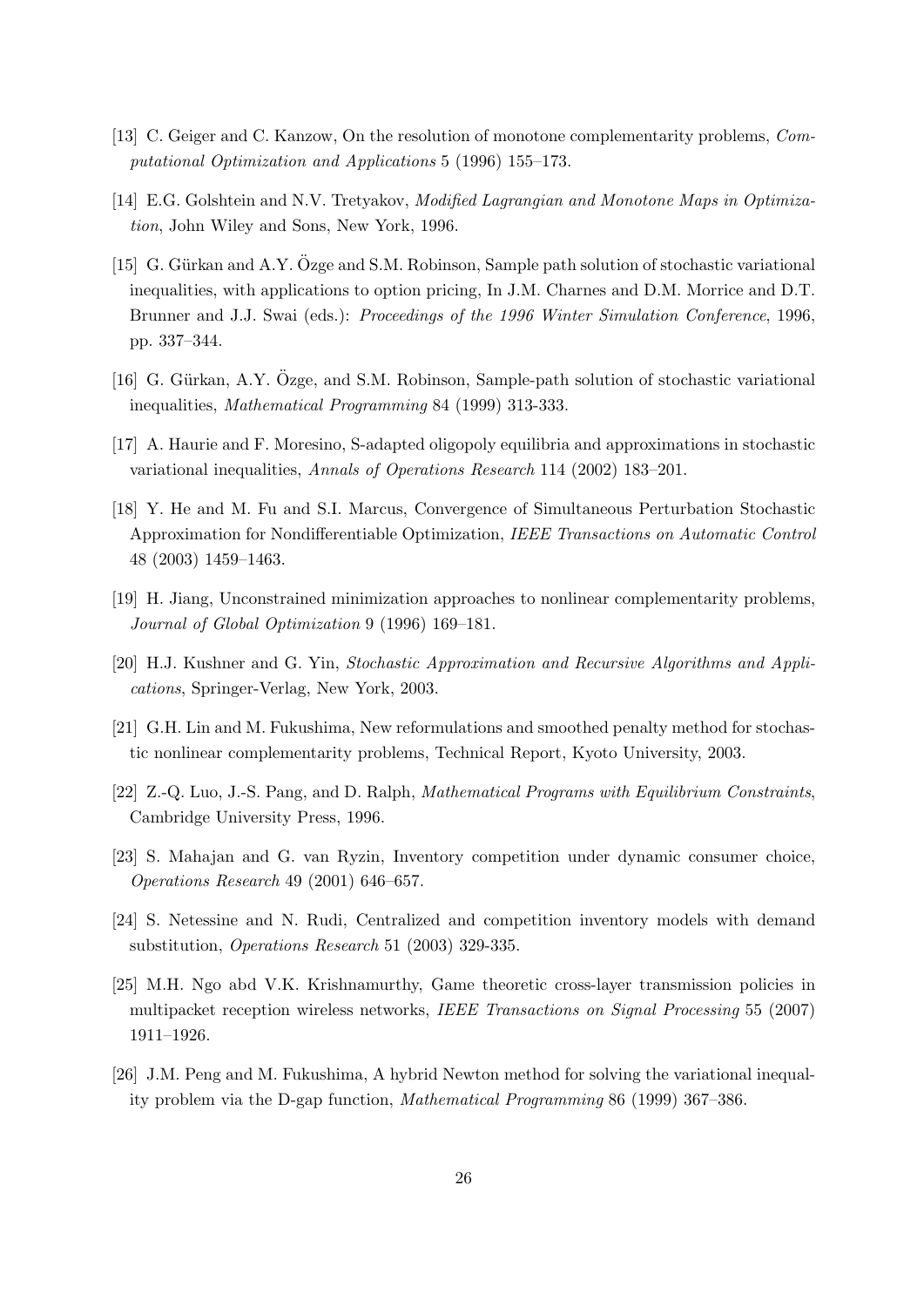[13] C. Geiger and C. Kanzow, On the resolution of monotone complementarity problems, *Computational Optimization and Applications* 5 (1996) 155–173.

[14] E.G. Golshtein and N.V. Tretyakov, *Modified Lagrangian and Monotone Maps in Optimization*, John Wiley and Sons, New York, 1996.

[15] G. Gürkan and A.Y. Özge and S.M. Robinson, Sample path solution of stochastic variational inequalities, with applications to option pricing, In J.M. Charnes and D.M. Morrice and D.T. Brunner and J.J. Swai (eds.): *Proceedings of the 1996 Winter Simulation Conference*, 1996, pp. 337–344.

[16] G. Gürkan, A.Y. Özge, and S.M. Robinson, Sample-path solution of stochastic variational inequalities, *Mathematical Programming* 84 (1999) 313-333.

[17] A. Haurie and F. Moresino, S-adapted oligopoly equilibria and approximations in stochastic variational inequalities, *Annals of Operations Research* 114 (2002) 183–201.

[18] Y. He and M. Fu and S.I. Marcus, Convergence of Simultaneous Perturbation Stochastic Approximation for Nondifferentiable Optimization, *IEEE Transactions on Automatic Control* 48 (2003) 1459–1463.

[19] H. Jiang, Unconstrained minimization approaches to nonlinear complementarity problems, *Journal of Global Optimization* 9 (1996) 169–181.

[20] H.J. Kushner and G. Yin, *Stochastic Approximation and Recursive Algorithms and Applications*, Springer-Verlag, New York, 2003.

[21] G.H. Lin and M. Fukushima, New reformulations and smoothed penalty method for stochastic nonlinear complementarity problems, Technical Report, Kyoto University, 2003.

[22] Z.-Q. Luo, J.-S. Pang, and D. Ralph, *Mathematical Programs with Equilibrium Constraints*, Cambridge University Press, 1996.

[23] S. Mahajan and G. van Ryzin, Inventory competition under dynamic consumer choice, *Operations Research* 49 (2001) 646–657.

[24] S. Netessine and N. Rudi, Centralized and competition inventory models with demand substitution, *Operations Research* 51 (2003) 329-335.

[25] M.H. Ngo abd V.K. Krishnamurthy, Game theoretic cross-layer transmission policies in multipacket reception wireless networks, *IEEE Transactions on Signal Processing* 55 (2007) 1911–1926.

[26] J.M. Peng and M. Fukushima, A hybrid Newton method for solving the variational inequality problem via the D-gap function, *Mathematical Programming* 86 (1999) 367–386.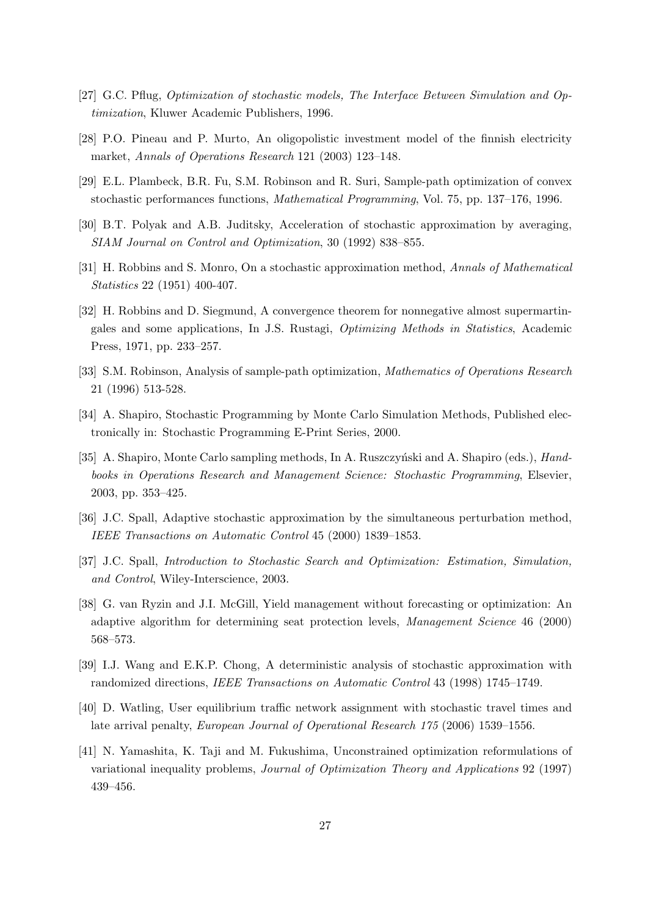[27] G.C. Pflug, *Optimization of stochastic models, The Interface Between Simulation and Optimization*, Kluwer Academic Publishers, 1996.

[28] P.O. Pineau and P. Murto, An oligopolistic investment model of the finnish electricity market, *Annals of Operations Research* 121 (2003) 123–148.

[29] E.L. Plambeck, B.R. Fu, S.M. Robinson and R. Suri, Sample-path optimization of convex stochastic performances functions, *Mathematical Programming*, Vol. 75, pp. 137–176, 1996.

[30] B.T. Polyak and A.B. Juditsky, Acceleration of stochastic approximation by averaging, *SIAM Journal on Control and Optimization*, 30 (1992) 838–855.

[31] H. Robbins and S. Monro, On a stochastic approximation method, *Annals of Mathematical Statistics* 22 (1951) 400-407.

[32] H. Robbins and D. Siegmund, A convergence theorem for nonnegative almost supermartingales and some applications, In J.S. Rustagi, *Optimizing Methods in Statistics*, Academic Press, 1971, pp. 233–257.

[33] S.M. Robinson, Analysis of sample-path optimization, *Mathematics of Operations Research* 21 (1996) 513-528.

[34] A. Shapiro, Stochastic Programming by Monte Carlo Simulation Methods, Published electronically in: Stochastic Programming E-Print Series, 2000.

[35] A. Shapiro, Monte Carlo sampling methods, In A. Ruszczyński and A. Shapiro (eds.), *Handbooks in Operations Research and Management Science: Stochastic Programming*, Elsevier, 2003, pp. 353–425.

[36] J.C. Spall, Adaptive stochastic approximation by the simultaneous perturbation method, *IEEE Transactions on Automatic Control* 45 (2000) 1839–1853.

[37] J.C. Spall, *Introduction to Stochastic Search and Optimization: Estimation, Simulation, and Control*, Wiley-Interscience, 2003.

[38] G. van Ryzin and J.I. McGill, Yield management without forecasting or optimization: An adaptive algorithm for determining seat protection levels, *Management Science* 46 (2000) 568–573.

[39] I.J. Wang and E.K.P. Chong, A deterministic analysis of stochastic approximation with randomized directions, *IEEE Transactions on Automatic Control* 43 (1998) 1745–1749.

[40] D. Watling, User equilibrium traffic network assignment with stochastic travel times and late arrival penalty, *European Journal of Operational Research 175* (2006) 1539–1556.

[41] N. Yamashita, K. Taji and M. Fukushima, Unconstrained optimization reformulations of variational inequality problems, *Journal of Optimization Theory and Applications* 92 (1997) 439–456.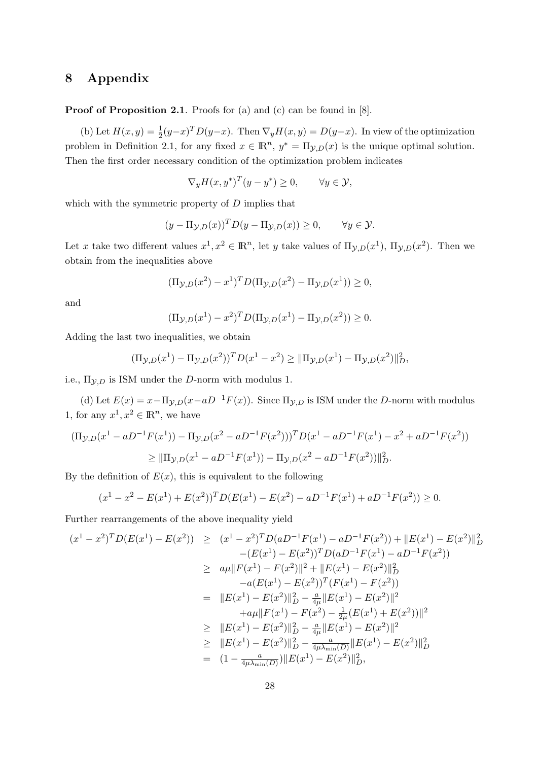# 8 Appendix

**Proof of Proposition 2.1**. Proofs for (a) and (c) can be found in [8].

(b) Let $H(x,y) = \frac{1}{2}(y-x)^T D(y-x)$. Then $\nabla_y H(x,y) = D(y-x)$. In view of the optimization problem in Definition 2.1, for any fixed $x \in \mathbb{R}^n$, $y^* = \Pi_{\mathcal{Y},D}(x)$ is the unique optimal solution. Then the first order necessary condition of the optimization problem indicates

$$\nabla_y H(x, y^*)^T (y - y^*) \geq 0, \qquad \forall y \in \mathcal{Y},$$

which with the symmetric property of $D$ implies that

$$(y - \Pi_{\mathcal{Y},D}(x))^T D(y - \Pi_{\mathcal{Y},D}(x)) \geq 0, \qquad \forall y \in \mathcal{Y}.$$

Let $x$ take two different values $x^1, x^2 \in \mathbb{R}^n$, let $y$ take values of $\Pi_{\mathcal{Y},D}(x^1)$, $\Pi_{\mathcal{Y},D}(x^2)$. Then we obtain from the inequalities above

$$(\Pi_{\mathcal{Y},D}(x^2) - x^1)^T D(\Pi_{\mathcal{Y},D}(x^2) - \Pi_{\mathcal{Y},D}(x^1)) \geq 0,$$

and

$$(\Pi_{\mathcal{Y},D}(x^1) - x^2)^T D(\Pi_{\mathcal{Y},D}(x^1) - \Pi_{\mathcal{Y},D}(x^2)) \geq 0.$$

Adding the last two inequalities, we obtain

$$(\Pi_{\mathcal{Y},D}(x^1) - \Pi_{\mathcal{Y},D}(x^2))^T D(x^1 - x^2) \geq \|\Pi_{\mathcal{Y},D}(x^1) - \Pi_{\mathcal{Y},D}(x^2)\|_D^2,$$

i.e., $\Pi_{\mathcal{Y},D}$ is ISM under the $D$-norm with modulus 1.

(d) Let $E(x) = x - \Pi_{\mathcal{Y},D}(x - aD^{-1}F(x))$. Since $\Pi_{\mathcal{Y},D}$ is ISM under the $D$-norm with modulus 1, for any $x^1, x^2 \in \mathbb{R}^n$, we have

$$\begin{aligned}
&(\Pi_{\mathcal{Y},D}(x^1 - aD^{-1}F(x^1)) - \Pi_{\mathcal{Y},D}(x^2 - aD^{-1}F(x^2)))^T D(x^1 - aD^{-1}F(x^1) - x^2 + aD^{-1}F(x^2)) \\
&\qquad \geq \|\Pi_{\mathcal{Y},D}(x^1 - aD^{-1}F(x^1)) - \Pi_{\mathcal{Y},D}(x^2 - aD^{-1}F(x^2))\|_D^2.
\end{aligned}$$

By the definition of $E(x)$, this is equivalent to the following

$$(x^1 - x^2 - E(x^1) + E(x^2))^T D(E(x^1) - E(x^2) - aD^{-1}F(x^1) + aD^{-1}F(x^2)) \geq 0.$$

Further rearrangements of the above inequality yield

$$\begin{aligned}
(x^1 - x^2)^T D(E(x^1) - E(x^2)) &\geq (x^1 - x^2)^T D(aD^{-1}F(x^1) - aD^{-1}F(x^2)) + \|E(x^1) - E(x^2)\|_D^2 \\
&\qquad -(E(x^1) - E(x^2))^T D(aD^{-1}F(x^1) - aD^{-1}F(x^2)) \\
&\geq a\mu\|F(x^1) - F(x^2)\|^2 + \|E(x^1) - E(x^2)\|_D^2 \\
&\qquad -a(E(x^1) - E(x^2))^T (F(x^1) - F(x^2)) \\
&= \|E(x^1) - E(x^2)\|_D^2 - \tfrac{a}{4\mu}\|E(x^1) - E(x^2)\|^2 \\
&\qquad +a\mu\|F(x^1) - F(x^2) - \tfrac{1}{2\mu}(E(x^1) + E(x^2))\|^2 \\
&\geq \|E(x^1) - E(x^2)\|_D^2 - \tfrac{a}{4\mu}\|E(x^1) - E(x^2)\|^2 \\
&\geq \|E(x^1) - E(x^2)\|_D^2 - \tfrac{a}{4\mu\lambda_{\min}(D)}\|E(x^1) - E(x^2)\|_D^2 \\
&= (1 - \tfrac{a}{4\mu\lambda_{\min}(D)})\|E(x^1) - E(x^2)\|_D^2,
\end{aligned}$$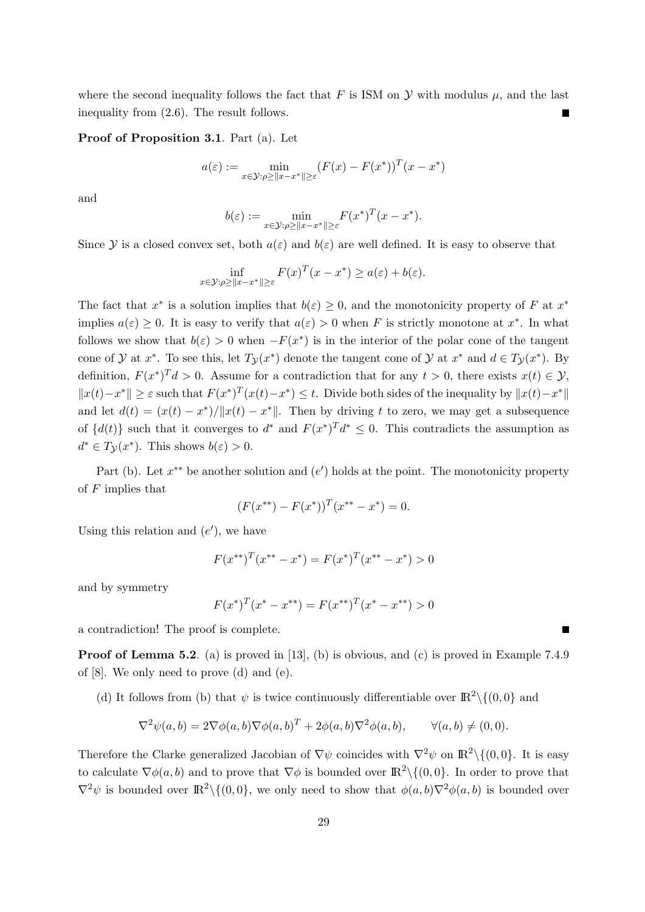where the second inequality follows the fact that $F$ is ISM on $\mathcal{Y}$ with modulus $\mu$, and the last inequality from (2.6). The result follows. ∎

**Proof of Proposition 3.1**. Part (a). Let

$$a(\varepsilon) := \min_{x \in \mathcal{Y}: \rho \geq \|x - x^*\| \geq \varepsilon} (F(x) - F(x^*))^T (x - x^*)$$

and

$$b(\varepsilon) := \min_{x \in \mathcal{Y}: \rho \geq \|x - x^*\| \geq \varepsilon} F(x^*)^T (x - x^*).$$

Since $\mathcal{Y}$ is a closed convex set, both $a(\varepsilon)$ and $b(\varepsilon)$ are well defined. It is easy to observe that

$$\inf_{x \in \mathcal{Y}: \rho \geq \|x - x^*\| \geq \varepsilon} F(x)^T (x - x^*) \geq a(\varepsilon) + b(\varepsilon).$$

The fact that $x^*$ is a solution implies that $b(\varepsilon) \geq 0$, and the monotonicity property of $F$ at $x^*$ implies $a(\varepsilon) \geq 0$. It is easy to verify that $a(\varepsilon) > 0$ when $F$ is strictly monotone at $x^*$. In what follows we show that $b(\varepsilon) > 0$ when $-F(x^*)$ is in the interior of the polar cone of the tangent cone of $\mathcal{Y}$ at $x^*$. To see this, let $T_{\mathcal{Y}}(x^*)$ denote the tangent cone of $\mathcal{Y}$ at $x^*$ and $d \in T_{\mathcal{Y}}(x^*)$. By definition, $F(x^*)^T d > 0$. Assume for a contradiction that for any $t > 0$, there exists $x(t) \in \mathcal{Y}$, $\|x(t) - x^*\| \geq \varepsilon$ such that $F(x^*)^T (x(t) - x^*) \leq t$. Divide both sides of the inequality by $\|x(t) - x^*\|$ and let $d(t) = (x(t) - x^*)/\|x(t) - x^*\|$. Then by driving $t$ to zero, we may get a subsequence of $\{d(t)\}$ such that it converges to $d^*$ and $F(x^*)^T d^* \leq 0$. This contradicts the assumption as $d^* \in T_{\mathcal{Y}}(x^*)$. This shows $b(\varepsilon) > 0$.

Part (b). Let $x^{**}$ be another solution and $(e')$ holds at the point. The monotonicity property of $F$ implies that

$$(F(x^{**}) - F(x^*))^T (x^{**} - x^*) = 0.$$

Using this relation and $(e')$, we have

$$F(x^{**})^T (x^{**} - x^*) = F(x^*)^T (x^{**} - x^*) > 0$$

and by symmetry

$$F(x^*)^T (x^* - x^{**}) = F(x^{**})^T (x^* - x^{**}) > 0$$

a contradiction! The proof is complete. ∎

**Proof of Lemma 5.2**. (a) is proved in [13], (b) is obvious, and (c) is proved in Example 7.4.9 of [8]. We only need to prove (d) and (e).

(d) It follows from (b) that $\psi$ is twice continuously differentiable over $\mathbb{R}^2 \backslash \{(0,0\}$ and

$$\nabla^2 \psi(a,b) = 2\nabla\phi(a,b)\nabla\phi(a,b)^T + 2\phi(a,b)\nabla^2\phi(a,b), \qquad \forall (a,b) \neq (0,0).$$

Therefore the Clarke generalized Jacobian of $\nabla\psi$ coincides with $\nabla^2\psi$ on $\mathbb{R}^2 \backslash \{(0,0\}$. It is easy to calculate $\nabla\phi(a,b)$ and to prove that $\nabla\phi$ is bounded over $\mathbb{R}^2 \backslash \{(0,0\}$. In order to prove that $\nabla^2\psi$ is bounded over $\mathbb{R}^2 \backslash \{(0,0\}$, we only need to show that $\phi(a,b)\nabla^2\phi(a,b)$ is bounded over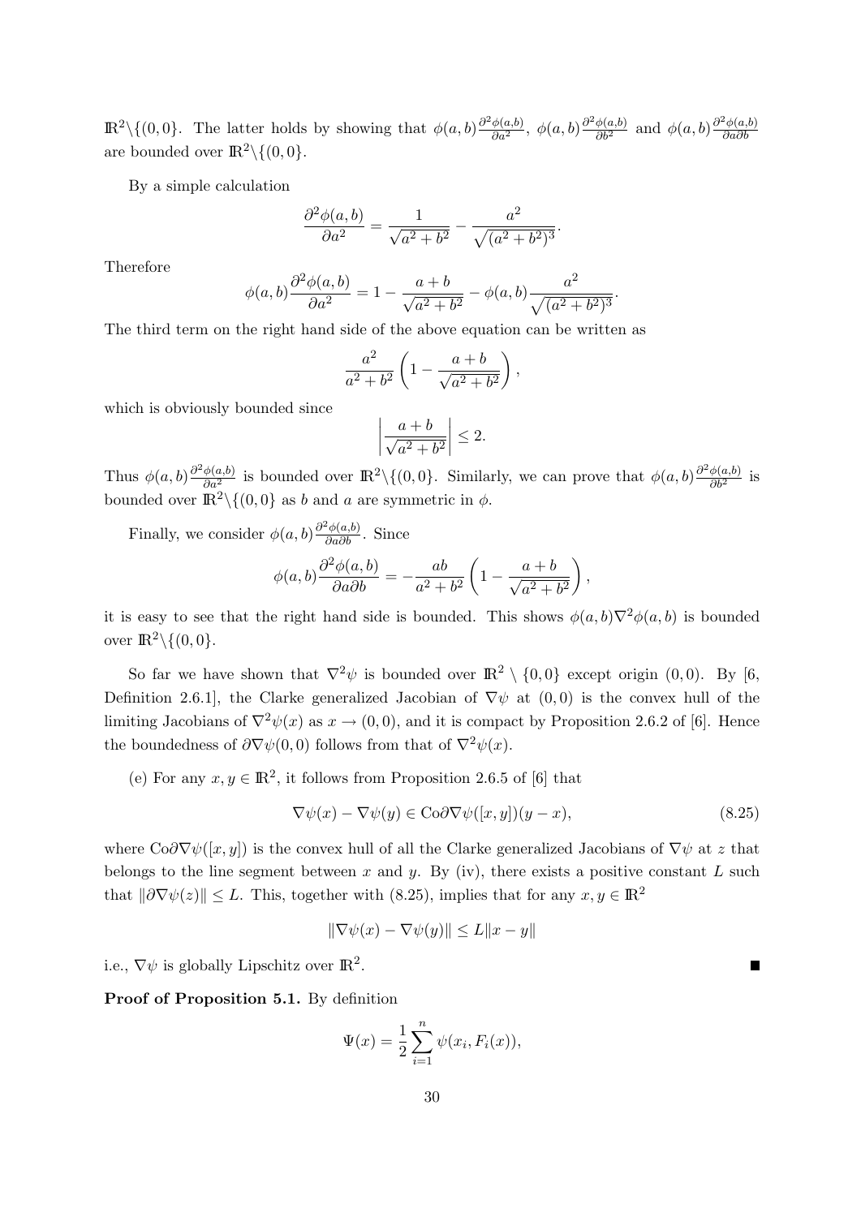$\mathbb{R}^2\backslash\{(0,0\}$. The latter holds by showing that $\phi(a,b)\frac{\partial^2\phi(a,b)}{\partial a^2}$, $\phi(a,b)\frac{\partial^2\phi(a,b)}{\partial b^2}$ and $\phi(a,b)\frac{\partial^2\phi(a,b)}{\partial a\partial b}$ are bounded over $\mathbb{R}^2\backslash\{0,0\}$.

By a simple calculation

$$\frac{\partial^2\phi(a,b)}{\partial a^2} = \frac{1}{\sqrt{a^2+b^2}} - \frac{a^2}{\sqrt{(a^2+b^2)^3}}.$$

Therefore

$$\phi(a,b)\frac{\partial^2\phi(a,b)}{\partial a^2} = 1 - \frac{a+b}{\sqrt{a^2+b^2}} - \phi(a,b)\frac{a^2}{\sqrt{(a^2+b^2)^3}}.$$

The third term on the right hand side of the above equation can be written as

$$\frac{a^2}{a^2+b^2}\left(1-\frac{a+b}{\sqrt{a^2+b^2}}\right),$$

which is obviously bounded since

$$\left|\frac{a+b}{\sqrt{a^2+b^2}}\right| \le 2.$$

Thus $\phi(a,b)\frac{\partial^2\phi(a,b)}{\partial a^2}$ is bounded over $\mathbb{R}^2\backslash\{(0,0\}$. Similarly, we can prove that $\phi(a,b)\frac{\partial^2\phi(a,b)}{\partial b^2}$ is bounded over $\mathbb{R}^2\backslash\{(0,0\}$ as $b$ and $a$ are symmetric in $\phi$.

Finally, we consider $\phi(a,b)\frac{\partial^2\phi(a,b)}{\partial a\partial b}$. Since

$$\phi(a,b)\frac{\partial^2\phi(a,b)}{\partial a\partial b} = -\frac{ab}{a^2+b^2}\left(1-\frac{a+b}{\sqrt{a^2+b^2}}\right),$$

it is easy to see that the right hand side is bounded. This shows $\phi(a,b)\nabla^2\phi(a,b)$ is bounded over $\mathbb{R}^2\backslash\{(0,0\}$.

So far we have shown that $\nabla^2\psi$ is bounded over $\mathbb{R}^2\setminus\{0,0\}$ except origin $(0,0)$. By [6, Definition 2.6.1], the Clarke generalized Jacobian of $\nabla\psi$ at $(0,0)$ is the convex hull of the limiting Jacobians of $\nabla^2\psi(x)$ as $x\to(0,0)$, and it is compact by Proposition 2.6.2 of [6]. Hence the boundedness of $\partial\nabla\psi(0,0)$ follows from that of $\nabla^2\psi(x)$.

(e) For any $x,y\in\mathbb{R}^2$, it follows from Proposition 2.6.5 of [6] that

$$\nabla\psi(x)-\nabla\psi(y) \in \mathrm{Co}\partial\nabla\psi([x,y])(y-x), \tag{8.25}$$

where $\mathrm{Co}\partial\nabla\psi([x,y])$ is the convex hull of all the Clarke generalized Jacobians of $\nabla\psi$ at $z$ that belongs to the line segment between $x$ and $y$. By (iv), there exists a positive constant $L$ such that $\|\partial\nabla\psi(z)\|\le L$. This, together with (8.25), implies that for any $x,y\in\mathbb{R}^2$

$$\|\nabla\psi(x)-\nabla\psi(y)\| \le L\|x-y\|$$

i.e., $\nabla\psi$ is globally Lipschitz over $\mathbb{R}^2$. ∎

**Proof of Proposition 5.1.** By definition

$$\Psi(x) = \frac{1}{2}\sum_{i=1}^{n}\psi(x_i,F_i(x)),$$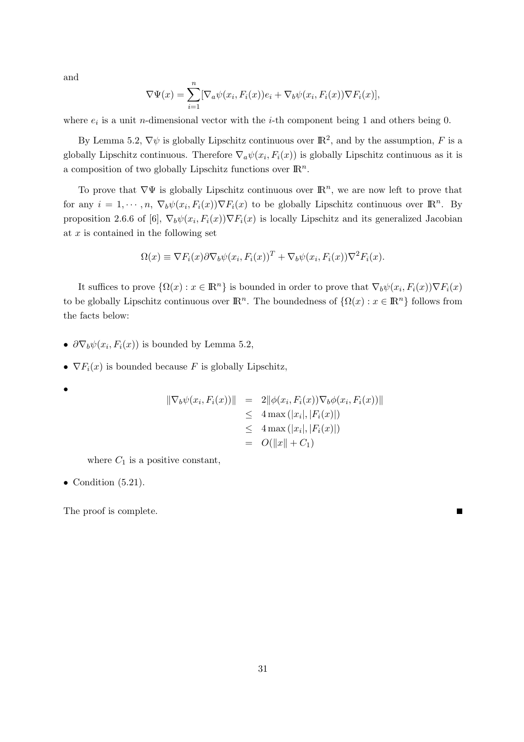and

$$\nabla \Psi(x) = \sum_{i=1}^{n} [\nabla_a \psi(x_i, F_i(x)) e_i + \nabla_b \psi(x_i, F_i(x)) \nabla F_i(x)],$$

where $e_i$ is a unit $n$-dimensional vector with the $i$-th component being 1 and others being 0.

By Lemma 5.2, $\nabla \psi$ is globally Lipschitz continuous over $\mathbb{R}^2$, and by the assumption, $F$ is a globally Lipschitz continuous. Therefore $\nabla_a \psi(x_i, F_i(x))$ is globally Lipschitz continuous as it is a composition of two globally Lipschitz functions over $\mathbb{R}^n$.

To prove that $\nabla \Psi$ is globally Lipschitz continuous over $\mathbb{R}^n$, we are now left to prove that for any $i = 1, \cdots, n$, $\nabla_b \psi(x_i, F_i(x)) \nabla F_i(x)$ to be globally Lipschitz continuous over $\mathbb{R}^n$. By proposition 2.6.6 of [6], $\nabla_b \psi(x_i, F_i(x)) \nabla F_i(x)$ is locally Lipschitz and its generalized Jacobian at $x$ is contained in the following set

$$\Omega(x) \equiv \nabla F_i(x) \partial \nabla_b \psi(x_i, F_i(x))^T + \nabla_b \psi(x_i, F_i(x)) \nabla^2 F_i(x).$$

It suffices to prove $\{\Omega(x) : x \in \mathbb{R}^n\}$ is bounded in order to prove that $\nabla_b \psi(x_i, F_i(x)) \nabla F_i(x)$ to be globally Lipschitz continuous over $\mathbb{R}^n$. The boundedness of $\{\Omega(x) : x \in \mathbb{R}^n\}$ follows from the facts below:

- $\partial \nabla_b \psi(x_i, F_i(x))$ is bounded by Lemma 5.2,
- $\nabla F_i(x)$ is bounded because $F$ is globally Lipschitz,
- $$\begin{aligned} \|\nabla_b \psi(x_i, F_i(x))\| &= 2\|\phi(x_i, F_i(x)) \nabla_b \phi(x_i, F_i(x))\| \\ &\leq 4 \max(|x_i|, |F_i(x)|) \\ &\leq 4 \max(|x_i|, |F_i(x)|) \\ &= O(\|x\| + C_1) \end{aligned}$$

  where $C_1$ is a positive constant,
- Condition (5.21).

The proof is complete. ■